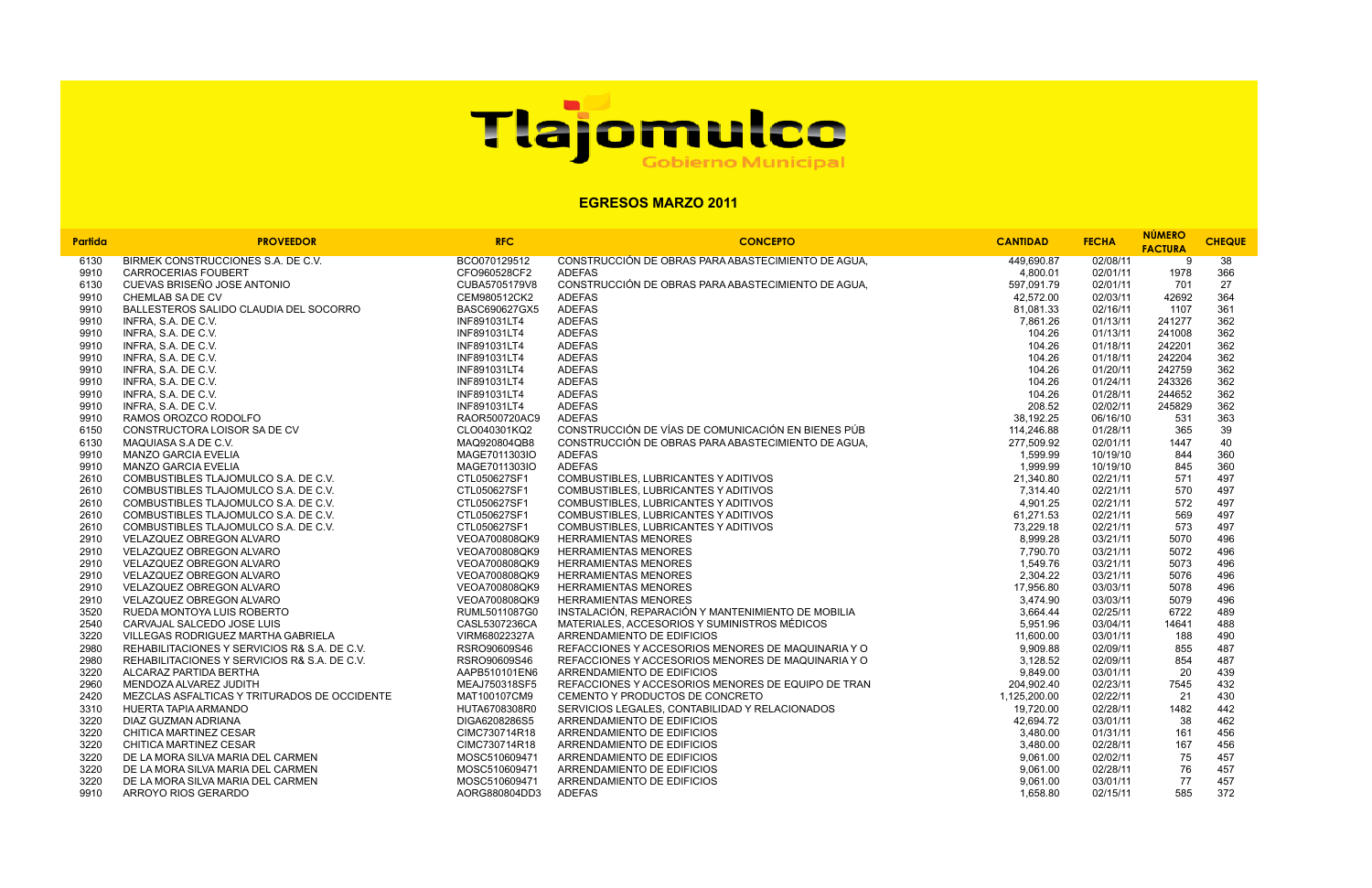# Tlajomulco

Gobierno Municipal

## EGRESOS MARZO 2011

| Partida | PROVEEDOR | RFC | CONCEPTO | CANTIDAD | FECHA | NÚMERO FACTURA | CHEQUE |
|---|---|---|---|---|---|---|---|
| 6130 | BIRMEK CONSTRUCCIONES S.A. DE C.V. | BCO070129512 | CONSTRUCCIÓN DE OBRAS PARA ABASTECIMIENTO DE AGUA, | 449,690.87 | 02/08/11 | 9 | 38 |
| 9910 | CARROCERIAS FOUBERT | CFO960528CF2 | ADEFAS | 4,800.01 | 02/01/11 | 1978 | 366 |
| 6130 | CUEVAS BRISEÑO JOSE ANTONIO | CUBA5705179V8 | CONSTRUCCIÓN DE OBRAS PARA ABASTECIMIENTO DE AGUA, | 597,091.79 | 02/01/11 | 701 | 27 |
| 9910 | CHEMLAB SA DE CV | CEM980512CK2 | ADEFAS | 42,572.00 | 02/03/11 | 42692 | 364 |
| 9910 | BALLESTEROS SALIDO CLAUDIA DEL SOCORRO | BASC690627GX5 | ADEFAS | 81,081.33 | 02/16/11 | 1107 | 361 |
| 9910 | INFRA, S.A. DE C.V. | INF891031LT4 | ADEFAS | 7,861.26 | 01/13/11 | 241277 | 362 |
| 9910 | INFRA, S.A. DE C.V. | INF891031LT4 | ADEFAS | 104.26 | 01/13/11 | 241008 | 362 |
| 9910 | INFRA, S.A. DE C.V. | INF891031LT4 | ADEFAS | 104.26 | 01/18/11 | 242201 | 362 |
| 9910 | INFRA, S.A. DE C.V. | INF891031LT4 | ADEFAS | 104.26 | 01/18/11 | 242204 | 362 |
| 9910 | INFRA, S.A. DE C.V. | INF891031LT4 | ADEFAS | 104.26 | 01/20/11 | 242759 | 362 |
| 9910 | INFRA, S.A. DE C.V. | INF891031LT4 | ADEFAS | 104.26 | 01/24/11 | 243326 | 362 |
| 9910 | INFRA, S.A. DE C.V. | INF891031LT4 | ADEFAS | 104.26 | 01/28/11 | 244652 | 362 |
| 9910 | INFRA, S.A. DE C.V. | INF891031LT4 | ADEFAS | 208.52 | 02/02/11 | 245829 | 362 |
| 9910 | RAMOS OROZCO RODOLFO | RAOR500720AC9 | ADEFAS | 38,192.25 | 06/16/10 | 531 | 363 |
| 6150 | CONSTRUCTORA LOISOR SA DE CV | CLO040301KQ2 | CONSTRUCCIÓN DE VÍAS DE COMUNICACIÓN EN BIENES PÚB | 114,246.88 | 01/28/11 | 365 | 39 |
| 6130 | MAQUIASA S.A DE C.V. | MAQ920804QB8 | CONSTRUCCIÓN DE OBRAS PARA ABASTECIMIENTO DE AGUA, | 277,509.92 | 02/01/11 | 1447 | 40 |
| 9910 | MANZO GARCIA EVELIA | MAGE7011303IO | ADEFAS | 1,599.99 | 10/19/10 | 844 | 360 |
| 9910 | MANZO GARCIA EVELIA | MAGE7011303IO | ADEFAS | 1,999.99 | 10/19/10 | 845 | 360 |
| 2610 | COMBUSTIBLES TLAJOMULCO S.A. DE C.V. | CTL050627SF1 | COMBUSTIBLES, LUBRICANTES Y ADITIVOS | 21,340.80 | 02/21/11 | 571 | 497 |
| 2610 | COMBUSTIBLES TLAJOMULCO S.A. DE C.V. | CTL050627SF1 | COMBUSTIBLES, LUBRICANTES Y ADITIVOS | 7,314.40 | 02/21/11 | 570 | 497 |
| 2610 | COMBUSTIBLES TLAJOMULCO S.A. DE C.V. | CTL050627SF1 | COMBUSTIBLES, LUBRICANTES Y ADITIVOS | 4,901.25 | 02/21/11 | 572 | 497 |
| 2610 | COMBUSTIBLES TLAJOMULCO S.A. DE C.V. | CTL050627SF1 | COMBUSTIBLES, LUBRICANTES Y ADITIVOS | 61,271.53 | 02/21/11 | 569 | 497 |
| 2610 | COMBUSTIBLES TLAJOMULCO S.A. DE C.V. | CTL050627SF1 | COMBUSTIBLES, LUBRICANTES Y ADITIVOS | 73,229.18 | 02/21/11 | 573 | 497 |
| 2910 | VELAZQUEZ OBREGON ALVARO | VEOA700808QK9 | HERRAMIENTAS MENORES | 8,999.28 | 03/21/11 | 5070 | 496 |
| 2910 | VELAZQUEZ OBREGON ALVARO | VEOA700808QK9 | HERRAMIENTAS MENORES | 7,790.70 | 03/21/11 | 5072 | 496 |
| 2910 | VELAZQUEZ OBREGON ALVARO | VEOA700808QK9 | HERRAMIENTAS MENORES | 1,549.76 | 03/21/11 | 5073 | 496 |
| 2910 | VELAZQUEZ OBREGON ALVARO | VEOA700808QK9 | HERRAMIENTAS MENORES | 2,304.22 | 03/21/11 | 5076 | 496 |
| 2910 | VELAZQUEZ OBREGON ALVARO | VEOA700808QK9 | HERRAMIENTAS MENORES | 17,956.80 | 03/03/11 | 5078 | 496 |
| 2910 | VELAZQUEZ OBREGON ALVARO | VEOA700808QK9 | HERRAMIENTAS MENORES | 3,474.90 | 03/03/11 | 5079 | 496 |
| 3520 | RUEDA MONTOYA LUIS ROBERTO | RUML5011087G0 | INSTALACIÓN, REPARACIÓN Y MANTENIMIENTO DE MOBILIA | 3,664.44 | 02/25/11 | 6722 | 489 |
| 2540 | CARVAJAL SALCEDO JOSE LUIS | CASL5307236CA | MATERIALES, ACCESORIOS Y SUMINISTROS MÉDICOS | 5,951.96 | 03/04/11 | 14641 | 488 |
| 3220 | VILLEGAS RODRIGUEZ MARTHA GABRIELA | VIRM68022327A | ARRENDAMIENTO DE EDIFICIOS | 11,600.00 | 03/01/11 | 188 | 490 |
| 2980 | REHABILITACIONES Y SERVICIOS R& S.A. DE C.V. | RSRO90609S46 | REFACCIONES Y ACCESORIOS MENORES DE MAQUINARIA Y O | 9,909.88 | 02/09/11 | 855 | 487 |
| 2980 | REHABILITACIONES Y SERVICIOS R& S.A. DE C.V. | RSRO90609S46 | REFACCIONES Y ACCESORIOS MENORES DE MAQUINARIA Y O | 3,128.52 | 02/09/11 | 854 | 487 |
| 3220 | ALCARAZ PARTIDA BERTHA | AAPB510101EN6 | ARRENDAMIENTO DE EDIFICIOS | 9,849.00 | 03/01/11 | 20 | 439 |
| 2960 | MENDOZA ALVAREZ JUDITH | MEAJ750318SF5 | REFACCIONES Y ACCESORIOS MENORES DE EQUIPO DE TRAN | 204,902.40 | 02/23/11 | 7545 | 432 |
| 2420 | MEZCLAS ASFALTICAS Y TRITURADOS DE OCCIDENTE | MAT100107CM9 | CEMENTO Y PRODUCTOS DE CONCRETO | 1,125,200.00 | 02/22/11 | 21 | 430 |
| 3310 | HUERTA TAPIA ARMANDO | HUTA6708308R0 | SERVICIOS LEGALES, CONTABILIDAD Y RELACIONADOS | 19,720.00 | 02/28/11 | 1482 | 442 |
| 3220 | DIAZ GUZMAN ADRIANA | DIGA6208286S5 | ARRENDAMIENTO DE EDIFICIOS | 42,694.72 | 03/01/11 | 38 | 462 |
| 3220 | CHITICA MARTINEZ CESAR | CIMC730714R18 | ARRENDAMIENTO DE EDIFICIOS | 3,480.00 | 01/31/11 | 161 | 456 |
| 3220 | CHITICA MARTINEZ CESAR | CIMC730714R18 | ARRENDAMIENTO DE EDIFICIOS | 3,480.00 | 02/28/11 | 167 | 456 |
| 3220 | DE LA MORA SILVA MARIA DEL CARMEN | MOSC510609471 | ARRENDAMIENTO DE EDIFICIOS | 9,061.00 | 02/02/11 | 75 | 457 |
| 3220 | DE LA MORA SILVA MARIA DEL CARMEN | MOSC510609471 | ARRENDAMIENTO DE EDIFICIOS | 9,061.00 | 02/28/11 | 76 | 457 |
| 3220 | DE LA MORA SILVA MARIA DEL CARMEN | MOSC510609471 | ARRENDAMIENTO DE EDIFICIOS | 9,061.00 | 03/01/11 | 77 | 457 |
| 9910 | ARROYO RIOS GERARDO | AORG880804DD3 | ADEFAS | 1,658.80 | 02/15/11 | 585 | 372 |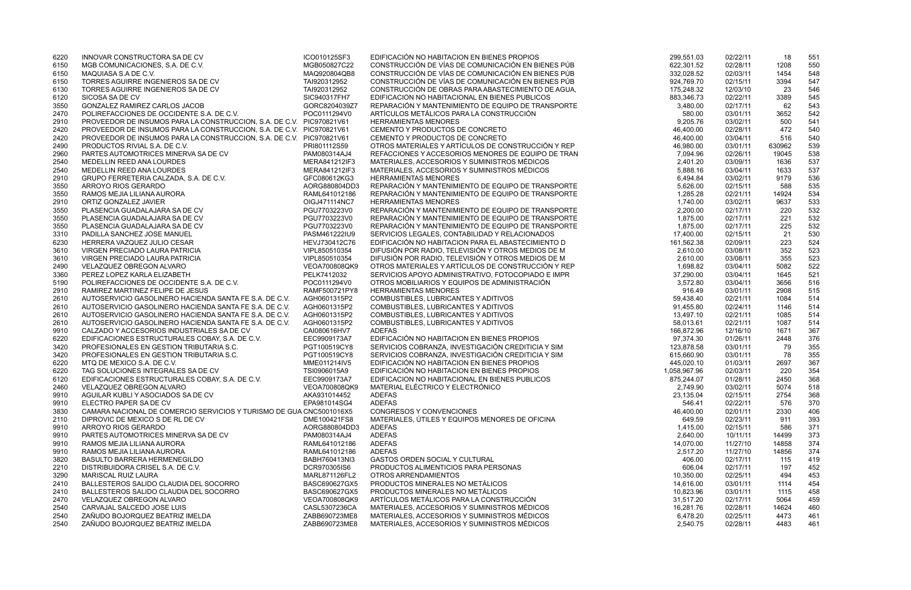| | | | | | | | |
|---|---|---|---|---|---|---|---|
| 6220 | INNOVAR CONSTRUCTORA SA DE CV | ICO010125SF3 | EDIFICACIÓN NO HABITACION EN BIENES PROPIOS | 299,551.03 | 02/22/11 | 18 | 551 |
| 6150 | MGB COMUNICACIONES, S.A. DE C.V. | MGB050827C22 | CONSTRUCCIÓN DE VÍAS DE COMUNICACIÓN EN BIENES PÚB | 622,301.52 | 02/28/11 | 1208 | 550 |
| 6150 | MAQUIASA S.A DE C.V. | MAQ920804QB8 | CONSTRUCCIÓN DE VÍAS DE COMUNICACIÓN EN BIENES PÚB | 332,028.52 | 02/03/11 | 1454 | 548 |
| 6150 | TORRES AGUIRRE INGENIEROS SA DE CV | TAI920312952 | CONSTRUCCIÓN DE VÍAS DE COMUNICACIÓN EN BIENES PÚB | 924,769.70 | 02/15/11 | 3394 | 547 |
| 6130 | TORRES AGUIRRE INGENIEROS SA DE CV | TAI920312952 | CONSTRUCCIÓN DE OBRAS PARA ABASTECIMIENTO DE AGUA, | 175,248.32 | 12/03/10 | 23 | 546 |
| 6120 | SICOSA SA DE CV | SIC940317FH7 | EDIFICACION NO HABITACIONAL EN BIENES PUBLICOS | 883,346.73 | 02/22/11 | 3389 | 545 |
| 3550 | GONZALEZ RAMIREZ CARLOS JACOB | GORC8204039Z7 | REPARACIÓN Y MANTENIMIENTO DE EQUIPO DE TRANSPORTE | 3,480.00 | 02/17/11 | 62 | 543 |
| 2470 | POLIREFACCIONES DE OCCIDENTE S.A. DE C.V. | POC0111294V0 | ARTÍCULOS METÁLICOS PARA LA CONSTRUCCIÓN | 580.00 | 03/01/11 | 3652 | 542 |
| 2910 | PROVEEDOR DE INSUMOS PARA LA CONSTRUCCION, S.A. DE C.V. | PIC970821V61 | HERRAMIENTAS MENORES | 9,205.76 | 03/02/11 | 500 | 541 |
| 2420 | PROVEEDOR DE INSUMOS PARA LA CONSTRUCCION, S.A. DE C.V. | PIC970821V61 | CEMENTO Y PRODUCTOS DE CONCRETO | 46,400.00 | 02/28/11 | 472 | 540 |
| 2420 | PROVEEDOR DE INSUMOS PARA LA CONSTRUCCION, S.A. DE C.V. | PIC970821V61 | CEMENTO Y PRODUCTOS DE CONCRETO | 46,400.00 | 03/04/11 | 516 | 540 |
| 2490 | PRODUCTOS RIVIAL S.A. DE C.V. | PRI801112S59 | OTROS MATERIALES Y ARTÍCULOS DE CONSTRUCCIÓN Y REP | 46,980.00 | 03/01/11 | 630962 | 539 |
| 2960 | PARTES AUTOMOTRICES MINERVA SA DE CV | PAM080314AJ4 | REFACCIONES Y ACCESORIOS MENORES DE EQUIPO DE TRAN | 7,094.96 | 02/26/11 | 19045 | 538 |
| 2540 | MEDELLIN REED ANA LOURDES | MERA841212IF3 | MATERIALES, ACCESORIOS Y SUMINISTROS MÉDICOS | 2,401.20 | 03/09/11 | 1636 | 537 |
| 2540 | MEDELLIN REED ANA LOURDES | MERA841212IF3 | MATERIALES, ACCESORIOS Y SUMINISTROS MÉDICOS | 5,888.16 | 03/04/11 | 1633 | 537 |
| 2910 | GRUPO FERRETERIA CALZADA, S.A. DE C.V. | GFC080612KG3 | HERRAMIENTAS MENORES | 6,494.84 | 03/02/11 | 9179 | 536 |
| 3550 | ARROYO RIOS GERARDO | AORG880804DD3 | REPARACIÓN Y MANTENIMIENTO DE EQUIPO DE TRANSPORTE | 5,626.00 | 02/15/11 | 588 | 535 |
| 3550 | RAMOS MEJIA LILIANA AURORA | RAML641012186 | REPARACIÓN Y MANTENIMIENTO DE EQUIPO DE TRANSPORTE | 1,285.28 | 02/21/11 | 14924 | 534 |
| 2910 | ORTIZ GONZALEZ JAVIER | OIGJ471114NC7 | HERRAMIENTAS MENORES | 1,740.00 | 03/02/11 | 9637 | 533 |
| 3550 | PLASENCIA GUADALAJARA SA DE CV | PGU7703223V0 | REPARACIÓN Y MANTENIMIENTO DE EQUIPO DE TRANSPORTE | 2,200.00 | 02/17/11 | 220 | 532 |
| 3550 | PLASENCIA GUADALAJARA SA DE CV | PGU7703223V0 | REPARACIÓN Y MANTENIMIENTO DE EQUIPO DE TRANSPORTE | 1,875.00 | 02/17/11 | 221 | 532 |
| 3550 | PLASENCIA GUADALAJARA SA DE CV | PGU7703223V0 | REPARACIÓN Y MANTENIMIENTO DE EQUIPO DE TRANSPORTE | 1,875.00 | 02/17/11 | 225 | 532 |
| 3310 | PADILLA SANCHEZ JOSE MANUEL | PASM461222IU9 | SERVICIOS LEGALES, CONTABILIDAD Y RELACIONADOS | 17,400.00 | 02/15/11 | 21 | 530 |
| 6230 | HERRERA VAZQUEZ JULIO CESAR | HEVJ730412C76 | EDIFICACIÓN NO HABITACION PARA EL ABASTECIMIENTO D | 161,562.38 | 02/09/11 | 223 | 524 |
| 3610 | VIRGEN PRECIADO LAURA PATRICIA | VIPL850510354 | DIFUSIÓN POR RADIO, TELEVISIÓN Y OTROS MEDIOS DE M | 2,610.00 | 03/08/11 | 352 | 523 |
| 3610 | VIRGEN PRECIADO LAURA PATRICIA | VIPL850510354 | DIFUSIÓN POR RADIO, TELEVISIÓN Y OTROS MEDIOS DE M | 2,610.00 | 03/08/11 | 355 | 523 |
| 2490 | VELAZQUEZ OBREGON ALVARO | VEOA700808QK9 | OTROS MATERIALES Y ARTÍCULOS DE CONSTRUCCIÓN Y REP | 1,698.82 | 03/04/11 | 5082 | 522 |
| 3360 | PEREZ LOPEZ KARLA ELIZABETH | PELK7412032 | SERVICIOS APOYO ADMINISTRATIVO, FOTOCOPIADO E IMPR | 37,290.00 | 03/04/11 | 1645 | 521 |
| 5190 | POLIREFACCIONES DE OCCIDENTE S.A. DE C.V. | POC0111294V0 | OTROS MOBILIARIOS Y EQUIPOS DE ADMINISTRACIÓN | 3,572.80 | 03/04/11 | 3656 | 516 |
| 2910 | RAMIREZ MARTINEZ FELIPE DE JESUS | RAMF500721PY8 | HERRAMIENTAS MENORES | 916.49 | 03/01/11 | 2908 | 515 |
| 2610 | AUTOSERVICIO GASOLINERO HACIENDA SANTA FE S.A. DE C.V. | AGH0601315P2 | COMBUSTIBLES, LUBRICANTES Y ADITIVOS | 59,438.40 | 02/21/11 | 1084 | 514 |
| 2610 | AUTOSERVICIO GASOLINERO HACIENDA SANTA FE S.A. DE C.V. | AGH0601315P2 | COMBUSTIBLES, LUBRICANTES Y ADITIVOS | 91,455.80 | 02/24/11 | 1146 | 514 |
| 2610 | AUTOSERVICIO GASOLINERO HACIENDA SANTA FE S.A. DE C.V. | AGH0601315P2 | COMBUSTIBLES, LUBRICANTES Y ADITIVOS | 13,497.10 | 02/21/11 | 1085 | 514 |
| 2610 | AUTOSERVICIO GASOLINERO HACIENDA SANTA FE S.A. DE C.V. | AGH0601315P2 | COMBUSTIBLES, LUBRICANTES Y ADITIVOS | 58,013.61 | 02/21/11 | 1087 | 514 |
| 9910 | CALZADO Y ACCESORIOS INDUSTRIALES SA DE CV | CAI080616HV7 | ADEFAS | 166,872.96 | 12/16/10 | 1671 | 367 |
| 6220 | EDIFICACIONES ESTRUCTURALES COBAY, S.A. DE C.V. | EEC9909173A7 | EDIFICACIÓN NO HABITACION EN BIENES PROPIOS | 97,374.30 | 01/26/11 | 2448 | 376 |
| 3420 | PROFESIONALES EN GESTION TRIBUTARIA S.C. | PGT100519CY8 | SERVICIOS COBRANZA, INVESTIGACIÓN CREDITICIA Y SIM | 123,878.58 | 03/01/11 | 79 | 355 |
| 3420 | PROFESIONALES EN GESTION TRIBUTARIA S.C. | PGT100519CY8 | SERVICIOS COBRANZA, INVESTIGACIÓN CREDITICIA Y SIM | 615,660.90 | 03/01/11 | 78 | 355 |
| 6220 | MTQ DE MEXICO S.A. DE C.V. | MME011214IV5 | EDIFICACIÓN NO HABITACION EN BIENES PROPIOS | 445,020.10 | 01/03/11 | 2697 | 367 |
| 6220 | TAG SOLUCIONES INTEGRALES SA DE CV | TSI0906015A9 | EDIFICACIÓN NO HABITACION EN BIENES PROPIOS | 1,058,967.96 | 02/03/11 | 220 | 354 |
| 6120 | EDIFICACIONES ESTRUCTURALES COBAY, S.A. DE C.V. | EEC9909173A7 | EDIFICACION NO HABITACIONAL EN BIENES PUBLICOS | 875,244.07 | 01/28/11 | 2450 | 368 |
| 2460 | VELAZQUEZ OBREGON ALVARO | VEOA700808QK9 | MATERIAL ELÉCTRICO Y ELECTRÓNICO | 2,749.90 | 03/02/11 | 5074 | 518 |
| 9910 | AGUILAR KUBLI Y ASOCIADOS SA DE CV | AKA931014452 | ADEFAS | 23,135.04 | 02/15/11 | 2754 | 368 |
| 9910 | ELECTRO PAPER SA DE CV | EPA981014SG4 | ADEFAS | 546.41 | 02/22/11 | 576 | 370 |
| 3830 | CAMARA NACIONAL DE COMERCIO SERVICIOS Y TURISMO DE GUA | CNC5001016X5 | CONGRESOS Y CONVENCIONES | 46,400.00 | 02/01/11 | 2330 | 406 |
| 2110 | DIPROVIC DE MEXICO S DE RL DE CV | DME100421FS8 | MATERIALES, ÚTILES Y EQUIPOS MENORES DE OFICINA | 649.59 | 02/23/11 | 911 | 393 |
| 9910 | ARROYO RIOS GERARDO | AORG880804DD3 | ADEFAS | 1,415.00 | 02/15/11 | 586 | 371 |
| 9910 | PARTES AUTOMOTRICES MINERVA SA DE CV | PAM080314AJ4 | ADEFAS | 2,640.00 | 10/11/11 | 14499 | 373 |
| 9910 | RAMOS MEJIA LILIANA AURORA | RAML641012186 | ADEFAS | 14,070.00 | 11/27/10 | 14858 | 374 |
| 9910 | RAMOS MEJIA LILIANA AURORA | RAML641012186 | ADEFAS | 2,517.20 | 11/27/10 | 14856 | 374 |
| 3820 | BASULTO BARRERA HERMENEGILDO | BABH760413NI3 | GASTOS ORDEN SOCIAL Y CULTURAL | 406.00 | 02/17/11 | 115 | 419 |
| 2210 | DISTRIBUIDORA CRISEL S.A. DE C.V. | DCR970305IS6 | PRODUCTOS ALIMENTICIOS PARA PERSONAS | 606.04 | 02/17/11 | 197 | 452 |
| 3290 | MARISCAL RUIZ LAURA | MARL871126FL2 | OTROS ARRENDAMIENTOS | 10,350.00 | 02/25/11 | 494 | 453 |
| 2410 | BALLESTEROS SALIDO CLAUDIA DEL SOCORRO | BASC690627GX5 | PRODUCTOS MINERALES NO METÁLICOS | 14,616.00 | 03/01/11 | 1114 | 454 |
| 2410 | BALLESTEROS SALIDO CLAUDIA DEL SOCORRO | BASC690627GX5 | PRODUCTOS MINERALES NO METÁLICOS | 10,823.96 | 03/01/11 | 1115 | 458 |
| 2470 | VELAZQUEZ OBREGON ALVARO | VEOA700808QK9 | ARTÍCULOS METÁLICOS PARA LA CONSTRUCCIÓN | 31,517.20 | 02/17/11 | 5064 | 459 |
| 2540 | CARVAJAL SALCEDO JOSE LUIS | CASL5307236CA | MATERIALES, ACCESORIOS Y SUMINISTROS MÉDICOS | 16,281.76 | 02/28/11 | 14624 | 460 |
| 2540 | ZAÑUDO BOJORQUEZ BEATRIZ IMELDA | ZABB690723ME8 | MATERIALES, ACCESORIOS Y SUMINISTROS MÉDICOS | 6,478.20 | 02/25/11 | 4473 | 461 |
| 2540 | ZAÑUDO BOJORQUEZ BEATRIZ IMELDA | ZABB690723ME8 | MATERIALES, ACCESORIOS Y SUMINISTROS MÉDICOS | 2,540.75 | 02/28/11 | 4483 | 461 |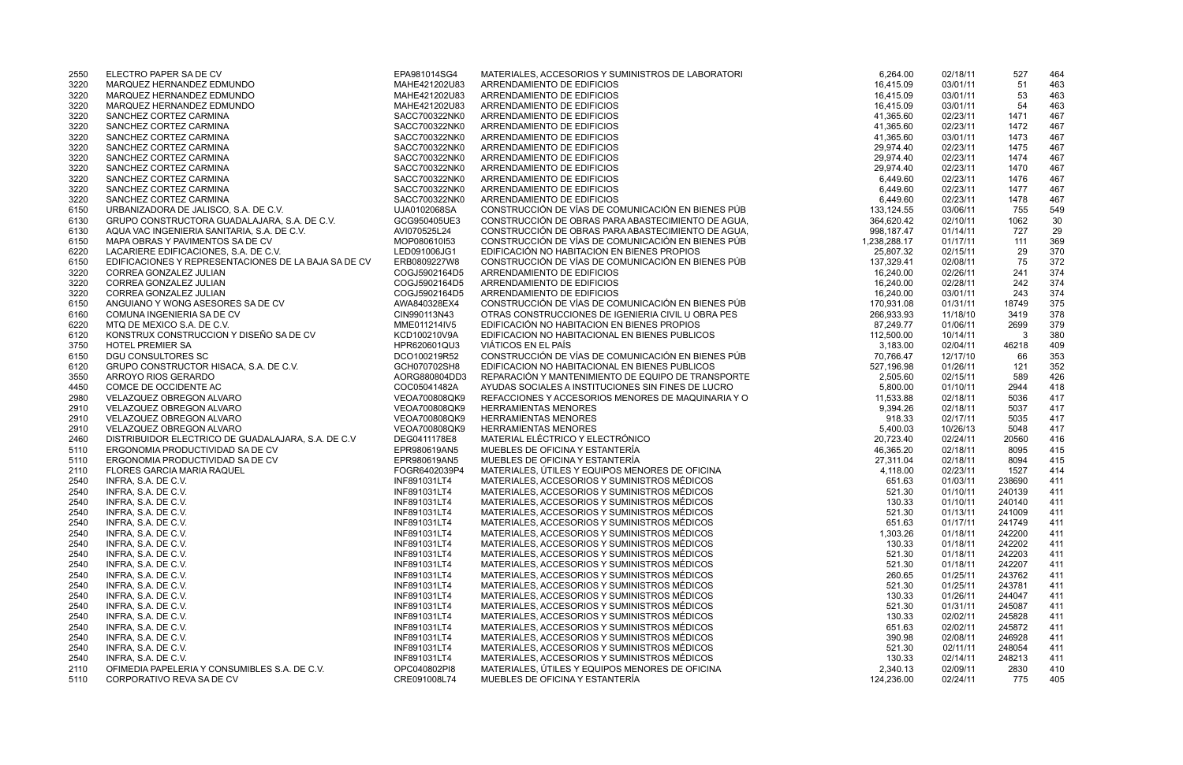| | | | | | | | |
|---|---|---|---|---|---|---|---|
| 2550 | ELECTRO PAPER SA DE CV | EPA981014SG4 | MATERIALES, ACCESORIOS Y SUMINISTROS DE LABORATORI | 6,264.00 | 02/18/11 | 527 | 464 |
| 3220 | MARQUEZ HERNANDEZ EDMUNDO | MAHE421202U83 | ARRENDAMIENTO DE EDIFICIOS | 16,415.09 | 03/01/11 | 51 | 463 |
| 3220 | MARQUEZ HERNANDEZ EDMUNDO | MAHE421202U83 | ARRENDAMIENTO DE EDIFICIOS | 16,415.09 | 03/01/11 | 53 | 463 |
| 3220 | MARQUEZ HERNANDEZ EDMUNDO | MAHE421202U83 | ARRENDAMIENTO DE EDIFICIOS | 16,415.09 | 03/01/11 | 54 | 463 |
| 3220 | SANCHEZ CORTEZ CARMINA | SACC700322NK0 | ARRENDAMIENTO DE EDIFICIOS | 41,365.60 | 02/23/11 | 1471 | 467 |
| 3220 | SANCHEZ CORTEZ CARMINA | SACC700322NK0 | ARRENDAMIENTO DE EDIFICIOS | 41,365.60 | 02/23/11 | 1472 | 467 |
| 3220 | SANCHEZ CORTEZ CARMINA | SACC700322NK0 | ARRENDAMIENTO DE EDIFICIOS | 41,365.60 | 03/01/11 | 1473 | 467 |
| 3220 | SANCHEZ CORTEZ CARMINA | SACC700322NK0 | ARRENDAMIENTO DE EDIFICIOS | 29,974.40 | 02/23/11 | 1475 | 467 |
| 3220 | SANCHEZ CORTEZ CARMINA | SACC700322NK0 | ARRENDAMIENTO DE EDIFICIOS | 29,974.40 | 02/23/11 | 1474 | 467 |
| 3220 | SANCHEZ CORTEZ CARMINA | SACC700322NK0 | ARRENDAMIENTO DE EDIFICIOS | 29,974.40 | 02/23/11 | 1470 | 467 |
| 3220 | SANCHEZ CORTEZ CARMINA | SACC700322NK0 | ARRENDAMIENTO DE EDIFICIOS | 6,449.60 | 02/23/11 | 1476 | 467 |
| 3220 | SANCHEZ CORTEZ CARMINA | SACC700322NK0 | ARRENDAMIENTO DE EDIFICIOS | 6,449.60 | 02/23/11 | 1477 | 467 |
| 3220 | SANCHEZ CORTEZ CARMINA | SACC700322NK0 | ARRENDAMIENTO DE EDIFICIOS | 6,449.60 | 02/23/11 | 1478 | 467 |
| 6150 | URBANIZADORA DE JALISCO, S.A. DE C.V. | UJA0102068SA | CONSTRUCCIÓN DE VÍAS DE COMUNICACIÓN EN BIENES PÚB | 133,124.55 | 03/06/11 | 755 | 549 |
| 6130 | GRUPO CONSTRUCTORA GUADALAJARA, S.A. DE C.V. | GCG950405UE3 | CONSTRUCCIÓN DE OBRAS PARA ABASTECIMIENTO DE AGUA, | 364,620.42 | 02/10/11 | 1062 | 30 |
| 6130 | AQUA VAC INGENIERIA SANITARIA, S.A. DE C.V. | AVI070525L24 | CONSTRUCCIÓN DE OBRAS PARA ABASTECIMIENTO DE AGUA, | 998,187.47 | 01/14/11 | 727 | 29 |
| 6150 | MAPA OBRAS Y PAVIMENTOS SA DE CV | MOP080610I53 | CONSTRUCCIÓN DE VÍAS DE COMUNICACIÓN EN BIENES PÚB | 1,238,288.17 | 01/17/11 | 111 | 369 |
| 6220 | LACARIERE EDIFICACIONES, S.A. DE C.V. | LED091006JG1 | EDIFICACIÓN NO HABITACION EN BIENES PROPIOS | 25,807.32 | 02/15/11 | 29 | 370 |
| 6150 | EDIFICACIONES Y REPRESENTACIONES DE LA BAJA SA DE CV | ERB0809227W8 | CONSTRUCCIÓN DE VÍAS DE COMUNICACIÓN EN BIENES PÚB | 137,329.41 | 02/08/11 | 75 | 372 |
| 3220 | CORREA GONZALEZ JULIAN | COGJ5902164D5 | ARRENDAMIENTO DE EDIFICIOS | 16,240.00 | 02/26/11 | 241 | 374 |
| 3220 | CORREA GONZALEZ JULIAN | COGJ5902164D5 | ARRENDAMIENTO DE EDIFICIOS | 16,240.00 | 02/28/11 | 242 | 374 |
| 3220 | CORREA GONZALEZ JULIAN | COGJ5902164D5 | ARRENDAMIENTO DE EDIFICIOS | 16,240.00 | 03/01/11 | 243 | 374 |
| 6150 | ANGUIANO Y WONG ASESORES SA DE CV | AWA840328EX4 | CONSTRUCCIÓN DE VÍAS DE COMUNICACIÓN EN BIENES PÚB | 170,931.08 | 01/31/11 | 18749 | 375 |
| 6160 | COMUNA INGENIERIA SA DE CV | CIN990113N43 | OTRAS CONSTRUCCIONES DE IGENIERIA CIVIL U OBRA PES | 266,933.93 | 11/18/10 | 3419 | 378 |
| 6220 | MTQ DE MEXICO S.A. DE C.V. | MME011214IV5 | EDIFICACIÓN NO HABITACION EN BIENES PROPIOS | 87,249.77 | 01/06/11 | 2699 | 379 |
| 6120 | KONSTRUX CONSTRUCCION Y DISEÑO SA DE CV | KCD100210V9A | EDIFICACION NO HABITACIONAL EN BIENES PUBLICOS | 112,500.00 | 10/14/11 | 3 | 380 |
| 3750 | HOTEL PREMIER SA | HPR620601QU3 | VIÁTICOS EN EL PAÍS | 3,183.00 | 02/04/11 | 46218 | 409 |
| 6150 | DGU CONSULTORES SC | DCO100219R52 | CONSTRUCCIÓN DE VÍAS DE COMUNICACIÓN EN BIENES PÚB | 70,766.47 | 12/17/10 | 66 | 353 |
| 6120 | GRUPO CONSTRUCTOR HISACA, S.A. DE C.V. | GCH070702SH8 | EDIFICACION NO HABITACIONAL EN BIENES PUBLICOS | 527,196.98 | 01/26/11 | 121 | 352 |
| 3550 | ARROYO RIOS GERARDO | AORG880804DD3 | REPARACIÓN Y MANTENIMIENTO DE EQUIPO DE TRANSPORTE | 2,505.60 | 02/15/11 | 589 | 426 |
| 4450 | COMCE DE OCCIDENTE AC | COC05041482A | AYUDAS SOCIALES A INSTITUCIONES SIN FINES DE LUCRO | 5,800.00 | 01/10/11 | 2944 | 418 |
| 2980 | VELAZQUEZ OBREGON ALVARO | VEOA700808QK9 | REFACCIONES Y ACCESORIOS MENORES DE MAQUINARIA Y O | 11,533.88 | 02/18/11 | 5036 | 417 |
| 2910 | VELAZQUEZ OBREGON ALVARO | VEOA700808QK9 | HERRAMIENTAS MENORES | 9,394.26 | 02/18/11 | 5037 | 417 |
| 2910 | VELAZQUEZ OBREGON ALVARO | VEOA700808QK9 | HERRAMIENTAS MENORES | 918.33 | 02/17/11 | 5035 | 417 |
| 2910 | VELAZQUEZ OBREGON ALVARO | VEOA700808QK9 | HERRAMIENTAS MENORES | 5,400.03 | 10/26/13 | 5048 | 417 |
| 2460 | DISTRIBUIDOR ELECTRICO DE GUADALAJARA, S.A. DE C.V | DEG0411178E8 | MATERIAL ELÉCTRICO Y ELECTRÓNICO | 20,723.40 | 02/24/11 | 20560 | 416 |
| 5110 | ERGONOMIA PRODUCTIVIDAD SA DE CV | EPR980619AN5 | MUEBLES DE OFICINA Y ESTANTERÍA | 46,365.20 | 02/18/11 | 8095 | 415 |
| 5110 | ERGONOMIA PRODUCTIVIDAD SA DE CV | EPR980619AN5 | MUEBLES DE OFICINA Y ESTANTERÍA | 27,311.04 | 02/18/11 | 8094 | 415 |
| 2110 | FLORES GARCIA MARIA RAQUEL | FOGR6402039P4 | MATERIALES, ÚTILES Y EQUIPOS MENORES DE OFICINA | 4,118.00 | 02/23/11 | 1527 | 414 |
| 2540 | INFRA, S.A. DE C.V. | INF891031LT4 | MATERIALES, ACCESORIOS Y SUMINISTROS MÉDICOS | 651.63 | 01/03/11 | 238690 | 411 |
| 2540 | INFRA, S.A. DE C.V. | INF891031LT4 | MATERIALES, ACCESORIOS Y SUMINISTROS MÉDICOS | 521.30 | 01/10/11 | 240139 | 411 |
| 2540 | INFRA, S.A. DE C.V. | INF891031LT4 | MATERIALES, ACCESORIOS Y SUMINISTROS MÉDICOS | 130.33 | 01/10/11 | 240140 | 411 |
| 2540 | INFRA, S.A. DE C.V. | INF891031LT4 | MATERIALES, ACCESORIOS Y SUMINISTROS MÉDICOS | 521.30 | 01/13/11 | 241009 | 411 |
| 2540 | INFRA, S.A. DE C.V. | INF891031LT4 | MATERIALES, ACCESORIOS Y SUMINISTROS MÉDICOS | 651.63 | 01/17/11 | 241749 | 411 |
| 2540 | INFRA, S.A. DE C.V. | INF891031LT4 | MATERIALES, ACCESORIOS Y SUMINISTROS MÉDICOS | 1,303.26 | 01/18/11 | 242200 | 411 |
| 2540 | INFRA, S.A. DE C.V. | INF891031LT4 | MATERIALES, ACCESORIOS Y SUMINISTROS MÉDICOS | 130.33 | 01/18/11 | 242202 | 411 |
| 2540 | INFRA, S.A. DE C.V. | INF891031LT4 | MATERIALES, ACCESORIOS Y SUMINISTROS MÉDICOS | 521.30 | 01/18/11 | 242203 | 411 |
| 2540 | INFRA, S.A. DE C.V. | INF891031LT4 | MATERIALES, ACCESORIOS Y SUMINISTROS MÉDICOS | 521.30 | 01/18/11 | 242207 | 411 |
| 2540 | INFRA, S.A. DE C.V. | INF891031LT4 | MATERIALES, ACCESORIOS Y SUMINISTROS MÉDICOS | 260.65 | 01/25/11 | 243762 | 411 |
| 2540 | INFRA, S.A. DE C.V. | INF891031LT4 | MATERIALES, ACCESORIOS Y SUMINISTROS MÉDICOS | 521.30 | 01/25/11 | 243781 | 411 |
| 2540 | INFRA, S.A. DE C.V. | INF891031LT4 | MATERIALES, ACCESORIOS Y SUMINISTROS MÉDICOS | 130.33 | 01/26/11 | 244047 | 411 |
| 2540 | INFRA, S.A. DE C.V. | INF891031LT4 | MATERIALES, ACCESORIOS Y SUMINISTROS MÉDICOS | 521.30 | 01/31/11 | 245087 | 411 |
| 2540 | INFRA, S.A. DE C.V. | INF891031LT4 | MATERIALES, ACCESORIOS Y SUMINISTROS MÉDICOS | 130.33 | 02/02/11 | 245828 | 411 |
| 2540 | INFRA, S.A. DE C.V. | INF891031LT4 | MATERIALES, ACCESORIOS Y SUMINISTROS MÉDICOS | 651.63 | 02/02/11 | 245872 | 411 |
| 2540 | INFRA, S.A. DE C.V. | INF891031LT4 | MATERIALES, ACCESORIOS Y SUMINISTROS MÉDICOS | 390.98 | 02/08/11 | 246928 | 411 |
| 2540 | INFRA, S.A. DE C.V. | INF891031LT4 | MATERIALES, ACCESORIOS Y SUMINISTROS MÉDICOS | 521.30 | 02/11/11 | 248054 | 411 |
| 2540 | INFRA, S.A. DE C.V. | INF891031LT4 | MATERIALES, ACCESORIOS Y SUMINISTROS MÉDICOS | 130.33 | 02/14/11 | 248213 | 411 |
| 2110 | OFIMEDIA PAPELERIA Y CONSUMIBLES S.A. DE C.V. | OPC040802PI8 | MATERIALES, ÚTILES Y EQUIPOS MENORES DE OFICINA | 2,340.13 | 02/09/11 | 2830 | 410 |
| 5110 | CORPORATIVO REVA SA DE CV | CRE091008L74 | MUEBLES DE OFICINA Y ESTANTERÍA | 124,236.00 | 02/24/11 | 775 | 405 |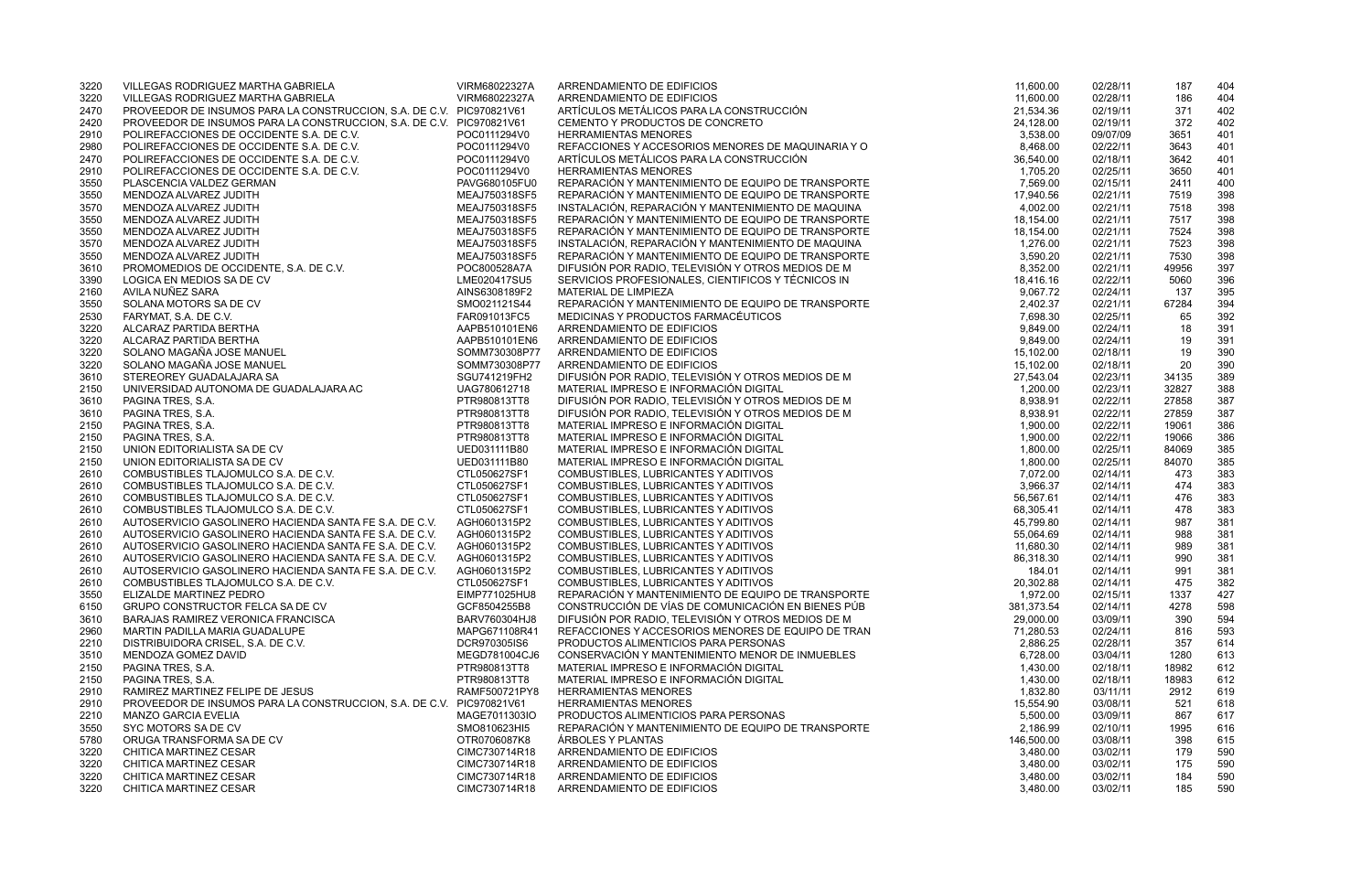| | | | | | | | |
|---|---|---|---|---|---|---|---|
| 3220 | VILLEGAS RODRIGUEZ MARTHA GABRIELA | VIRM68022327A | ARRENDAMIENTO DE EDIFICIOS | 11,600.00 | 02/28/11 | 187 | 404 |
| 3220 | VILLEGAS RODRIGUEZ MARTHA GABRIELA | VIRM68022327A | ARRENDAMIENTO DE EDIFICIOS | 11,600.00 | 02/28/11 | 186 | 404 |
| 2470 | PROVEEDOR DE INSUMOS PARA LA CONSTRUCCION, S.A. DE C.V. | PIC970821V61 | ARTÍCULOS METÁLICOS PARA LA CONSTRUCCIÓN | 21,534.36 | 02/19/11 | 371 | 402 |
| 2420 | PROVEEDOR DE INSUMOS PARA LA CONSTRUCCION, S.A. DE C.V. | PIC970821V61 | CEMENTO Y PRODUCTOS DE CONCRETO | 24,128.00 | 02/19/11 | 372 | 402 |
| 2910 | POLIREFACCIONES DE OCCIDENTE S.A. DE C.V. | POC0111294V0 | HERRAMIENTAS MENORES | 3,538.00 | 09/07/09 | 3651 | 401 |
| 2980 | POLIREFACCIONES DE OCCIDENTE S.A. DE C.V. | POC0111294V0 | REFACCIONES Y ACCESORIOS MENORES DE MAQUINARIA Y O | 8,468.00 | 02/22/11 | 3643 | 401 |
| 2470 | POLIREFACCIONES DE OCCIDENTE S.A. DE C.V. | POC0111294V0 | ARTÍCULOS METÁLICOS PARA LA CONSTRUCCIÓN | 36,540.00 | 02/18/11 | 3642 | 401 |
| 2910 | POLIREFACCIONES DE OCCIDENTE S.A. DE C.V. | POC0111294V0 | HERRAMIENTAS MENORES | 1,705.20 | 02/25/11 | 3650 | 401 |
| 3550 | PLASCENCIA VALDEZ GERMAN | PAVG680105FU0 | REPARACIÓN Y MANTENIMIENTO DE EQUIPO DE TRANSPORTE | 7,569.00 | 02/15/11 | 2411 | 400 |
| 3550 | MENDOZA ALVAREZ JUDITH | MEAJ750318SF5 | REPARACIÓN Y MANTENIMIENTO DE EQUIPO DE TRANSPORTE | 17,940.56 | 02/21/11 | 7519 | 398 |
| 3570 | MENDOZA ALVAREZ JUDITH | MEAJ750318SF5 | INSTALACIÓN, REPARACIÓN Y MANTENIMIENTO DE MAQUINA | 4,002.00 | 02/21/11 | 7518 | 398 |
| 3550 | MENDOZA ALVAREZ JUDITH | MEAJ750318SF5 | REPARACIÓN Y MANTENIMIENTO DE EQUIPO DE TRANSPORTE | 18,154.00 | 02/21/11 | 7517 | 398 |
| 3550 | MENDOZA ALVAREZ JUDITH | MEAJ750318SF5 | REPARACIÓN Y MANTENIMIENTO DE EQUIPO DE TRANSPORTE | 18,154.00 | 02/21/11 | 7524 | 398 |
| 3570 | MENDOZA ALVAREZ JUDITH | MEAJ750318SF5 | INSTALACIÓN, REPARACIÓN Y MANTENIMIENTO DE MAQUINA | 1,276.00 | 02/21/11 | 7523 | 398 |
| 3550 | MENDOZA ALVAREZ JUDITH | MEAJ750318SF5 | REPARACIÓN Y MANTENIMIENTO DE EQUIPO DE TRANSPORTE | 3,590.20 | 02/21/11 | 7530 | 398 |
| 3610 | PROMOMEDIOS DE OCCIDENTE, S.A. DE C.V. | POC800528A7A | DIFUSIÓN POR RADIO, TELEVISIÓN Y OTROS MEDIOS DE M | 8,352.00 | 02/21/11 | 49956 | 397 |
| 3390 | LOGICA EN MEDIOS SA DE CV | LME020417SU5 | SERVICIOS PROFESIONALES, CIENTIFICOS Y TÉCNICOS IN | 18,416.16 | 02/22/11 | 5060 | 396 |
| 2160 | AVILA NUÑEZ SARA | AINS6308189F2 | MATERIAL DE LIMPIEZA | 9,067.72 | 02/24/11 | 137 | 395 |
| 3550 | SOLANA MOTORS SA DE CV | SMO021121S44 | REPARACIÓN Y MANTENIMIENTO DE EQUIPO DE TRANSPORTE | 2,402.37 | 02/21/11 | 67284 | 394 |
| 2530 | FARYMAT, S.A. DE C.V. | FAR091013FC5 | MEDICINAS Y PRODUCTOS FARMACÉUTICOS | 7,698.30 | 02/25/11 | 65 | 392 |
| 3220 | ALCARAZ PARTIDA BERTHA | AAPB510101EN6 | ARRENDAMIENTO DE EDIFICIOS | 9,849.00 | 02/24/11 | 18 | 391 |
| 3220 | ALCARAZ PARTIDA BERTHA | AAPB510101EN6 | ARRENDAMIENTO DE EDIFICIOS | 9,849.00 | 02/24/11 | 19 | 391 |
| 3220 | SOLANO MAGAÑA JOSE MANUEL | SOMM730308P77 | ARRENDAMIENTO DE EDIFICIOS | 15,102.00 | 02/18/11 | 19 | 390 |
| 3220 | SOLANO MAGAÑA JOSE MANUEL | SOMM730308P77 | ARRENDAMIENTO DE EDIFICIOS | 15,102.00 | 02/18/11 | 20 | 390 |
| 3610 | STEREOREY GUADALAJARA SA | SGU741219FH2 | DIFUSIÓN POR RADIO, TELEVISIÓN Y OTROS MEDIOS DE M | 27,543.04 | 02/23/11 | 34135 | 389 |
| 2150 | UNIVERSIDAD AUTONOMA DE GUADALAJARA AC | UAG780612718 | MATERIAL IMPRESO E INFORMACIÓN DIGITAL | 1,200.00 | 02/23/11 | 32827 | 388 |
| 3610 | PAGINA TRES, S.A. | PTR980813TT8 | DIFUSIÓN POR RADIO, TELEVISIÓN Y OTROS MEDIOS DE M | 8,938.91 | 02/22/11 | 27858 | 387 |
| 3610 | PAGINA TRES, S.A. | PTR980813TT8 | DIFUSIÓN POR RADIO, TELEVISIÓN Y OTROS MEDIOS DE M | 8,938.91 | 02/22/11 | 27859 | 387 |
| 2150 | PAGINA TRES, S.A. | PTR980813TT8 | MATERIAL IMPRESO E INFORMACIÓN DIGITAL | 1,900.00 | 02/22/11 | 19061 | 386 |
| 2150 | PAGINA TRES, S.A. | PTR980813TT8 | MATERIAL IMPRESO E INFORMACIÓN DIGITAL | 1,900.00 | 02/22/11 | 19066 | 386 |
| 2150 | UNION EDITORIALISTA SA DE CV | UED031111B80 | MATERIAL IMPRESO E INFORMACIÓN DIGITAL | 1,800.00 | 02/25/11 | 84069 | 385 |
| 2150 | UNION EDITORIALISTA SA DE CV | UED031111B80 | MATERIAL IMPRESO E INFORMACIÓN DIGITAL | 1,800.00 | 02/25/11 | 84070 | 385 |
| 2610 | COMBUSTIBLES TLAJOMULCO S.A. DE C.V. | CTL050627SF1 | COMBUSTIBLES, LUBRICANTES Y ADITIVOS | 7,072.00 | 02/14/11 | 473 | 383 |
| 2610 | COMBUSTIBLES TLAJOMULCO S.A. DE C.V. | CTL050627SF1 | COMBUSTIBLES, LUBRICANTES Y ADITIVOS | 3,966.37 | 02/14/11 | 474 | 383 |
| 2610 | COMBUSTIBLES TLAJOMULCO S.A. DE C.V. | CTL050627SF1 | COMBUSTIBLES, LUBRICANTES Y ADITIVOS | 56,567.61 | 02/14/11 | 476 | 383 |
| 2610 | COMBUSTIBLES TLAJOMULCO S.A. DE C.V. | CTL050627SF1 | COMBUSTIBLES, LUBRICANTES Y ADITIVOS | 68,305.41 | 02/14/11 | 478 | 383 |
| 2610 | AUTOSERVICIO GASOLINERO HACIENDA SANTA FE S.A. DE C.V. | AGH0601315P2 | COMBUSTIBLES, LUBRICANTES Y ADITIVOS | 45,799.80 | 02/14/11 | 987 | 381 |
| 2610 | AUTOSERVICIO GASOLINERO HACIENDA SANTA FE S.A. DE C.V. | AGH0601315P2 | COMBUSTIBLES, LUBRICANTES Y ADITIVOS | 55,064.69 | 02/14/11 | 988 | 381 |
| 2610 | AUTOSERVICIO GASOLINERO HACIENDA SANTA FE S.A. DE C.V. | AGH0601315P2 | COMBUSTIBLES, LUBRICANTES Y ADITIVOS | 11,680.30 | 02/14/11 | 989 | 381 |
| 2610 | AUTOSERVICIO GASOLINERO HACIENDA SANTA FE S.A. DE C.V. | AGH0601315P2 | COMBUSTIBLES, LUBRICANTES Y ADITIVOS | 86,318.30 | 02/14/11 | 990 | 381 |
| 2610 | AUTOSERVICIO GASOLINERO HACIENDA SANTA FE S.A. DE C.V. | AGH0601315P2 | COMBUSTIBLES, LUBRICANTES Y ADITIVOS | 184.01 | 02/14/11 | 991 | 381 |
| 2610 | COMBUSTIBLES TLAJOMULCO S.A. DE C.V. | CTL050627SF1 | COMBUSTIBLES, LUBRICANTES Y ADITIVOS | 20,302.88 | 02/14/11 | 475 | 382 |
| 3550 | ELIZALDE MARTINEZ PEDRO | EIMP771025HU8 | REPARACIÓN Y MANTENIMIENTO DE EQUIPO DE TRANSPORTE | 1,972.00 | 02/15/11 | 1337 | 427 |
| 6150 | GRUPO CONSTRUCTOR FELCA SA DE CV | GCF8504255B8 | CONSTRUCCIÓN DE VÍAS DE COMUNICACIÓN EN BIENES PÚB | 381,373.54 | 02/14/11 | 4278 | 598 |
| 3610 | BARAJAS RAMIREZ VERONICA FRANCISCA | BARV760304HJ8 | DIFUSIÓN POR RADIO, TELEVISIÓN Y OTROS MEDIOS DE M | 29,000.00 | 03/09/11 | 390 | 594 |
| 2960 | MARTIN PADILLA MARIA GUADALUPE | MAPG671108R41 | REFACCIONES Y ACCESORIOS MENORES DE EQUIPO DE TRAN | 71,280.53 | 02/24/11 | 816 | 593 |
| 2210 | DISTRIBUIDORA CRISEL, S.A. DE C.V. | DCR970305IS6 | PRODUCTOS ALIMENTICIOS PARA PERSONAS | 2,886.25 | 02/28/11 | 357 | 614 |
| 3510 | MENDOZA GOMEZ DAVID | MEGD781004CJ6 | CONSERVACIÓN Y MANTENIMIENTO MENOR DE INMUEBLES | 6,728.00 | 03/04/11 | 1280 | 613 |
| 2150 | PAGINA TRES, S.A. | PTR980813TT8 | MATERIAL IMPRESO E INFORMACIÓN DIGITAL | 1,430.00 | 02/18/11 | 18982 | 612 |
| 2150 | PAGINA TRES, S.A. | PTR980813TT8 | MATERIAL IMPRESO E INFORMACIÓN DIGITAL | 1,430.00 | 02/18/11 | 18983 | 612 |
| 2910 | RAMIREZ MARTINEZ FELIPE DE JESUS | RAMF500721PY8 | HERRAMIENTAS MENORES | 1,832.80 | 03/11/11 | 2912 | 619 |
| 2910 | PROVEEDOR DE INSUMOS PARA LA CONSTRUCCION, S.A. DE C.V. | PIC970821V61 | HERRAMIENTAS MENORES | 15,554.90 | 03/08/11 | 521 | 618 |
| 2210 | MANZO GARCIA EVELIA | MAGE7011303IO | PRODUCTOS ALIMENTICIOS PARA PERSONAS | 5,500.00 | 03/09/11 | 867 | 617 |
| 3550 | SYC MOTORS SA DE CV | SMO810623HI5 | REPARACIÓN Y MANTENIMIENTO DE EQUIPO DE TRANSPORTE | 2,186.99 | 02/10/11 | 1995 | 616 |
| 5780 | ORUGA TRANSFORMA SA DE CV | OTR0706087K8 | ÁRBOLES Y PLANTAS | 146,500.00 | 03/08/11 | 398 | 615 |
| 3220 | CHITICA MARTINEZ CESAR | CIMC730714R18 | ARRENDAMIENTO DE EDIFICIOS | 3,480.00 | 03/02/11 | 179 | 590 |
| 3220 | CHITICA MARTINEZ CESAR | CIMC730714R18 | ARRENDAMIENTO DE EDIFICIOS | 3,480.00 | 03/02/11 | 175 | 590 |
| 3220 | CHITICA MARTINEZ CESAR | CIMC730714R18 | ARRENDAMIENTO DE EDIFICIOS | 3,480.00 | 03/02/11 | 184 | 590 |
| 3220 | CHITICA MARTINEZ CESAR | CIMC730714R18 | ARRENDAMIENTO DE EDIFICIOS | 3,480.00 | 03/02/11 | 185 | 590 |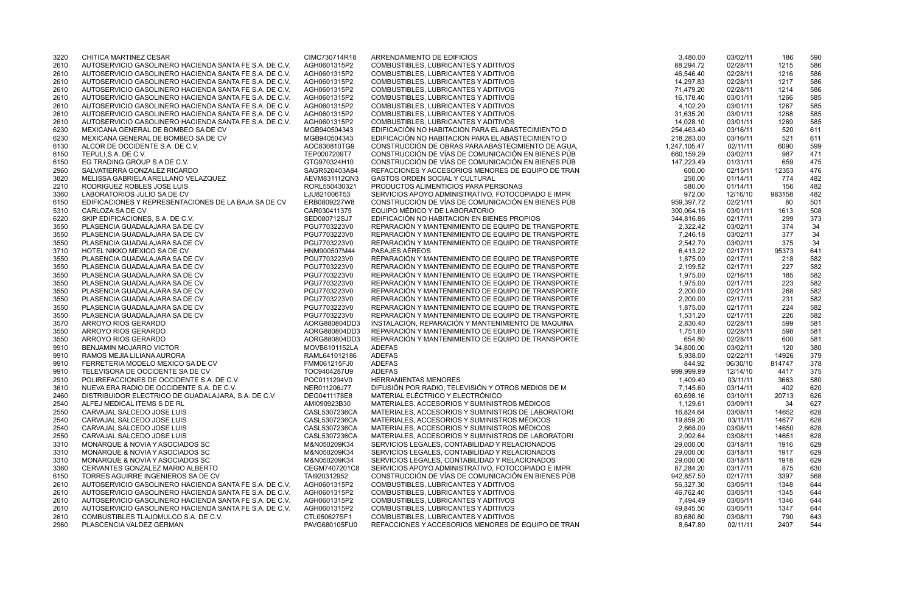| | | | | | | | |
|---|---|---|---|---|---|---|---|
| 3220 | CHITICA MARTINEZ CESAR | CIMC730714R18 | ARRENDAMIENTO DE EDIFICIOS | 3,480.00 | 03/02/11 | 186 | 590 |
| 2610 | AUTOSERVICIO GASOLINERO HACIENDA SANTA FE S.A. DE C.V. | AGH0601315P2 | COMBUSTIBLES, LUBRICANTES Y ADITIVOS | 88,294.72 | 02/28/11 | 1215 | 586 |
| 2610 | AUTOSERVICIO GASOLINERO HACIENDA SANTA FE S.A. DE C.V. | AGH0601315P2 | COMBUSTIBLES, LUBRICANTES Y ADITIVOS | 46,546.40 | 02/28/11 | 1216 | 586 |
| 2610 | AUTOSERVICIO GASOLINERO HACIENDA SANTA FE S.A. DE C.V. | AGH0601315P2 | COMBUSTIBLES, LUBRICANTES Y ADITIVOS | 14,297.83 | 02/28/11 | 1217 | 586 |
| 2610 | AUTOSERVICIO GASOLINERO HACIENDA SANTA FE S.A. DE C.V. | AGH0601315P2 | COMBUSTIBLES, LUBRICANTES Y ADITIVOS | 71,479.20 | 02/28/11 | 1214 | 586 |
| 2610 | AUTOSERVICIO GASOLINERO HACIENDA SANTA FE S.A. DE C.V. | AGH0601315P2 | COMBUSTIBLES, LUBRICANTES Y ADITIVOS | 16,178.40 | 03/01/11 | 1266 | 585 |
| 2610 | AUTOSERVICIO GASOLINERO HACIENDA SANTA FE S.A. DE C.V. | AGH0601315P2 | COMBUSTIBLES, LUBRICANTES Y ADITIVOS | 4,102.20 | 03/01/11 | 1267 | 585 |
| 2610 | AUTOSERVICIO GASOLINERO HACIENDA SANTA FE S.A. DE C.V. | AGH0601315P2 | COMBUSTIBLES, LUBRICANTES Y ADITIVOS | 31,635.20 | 03/01/11 | 1268 | 585 |
| 2610 | AUTOSERVICIO GASOLINERO HACIENDA SANTA FE S.A. DE C.V. | AGH0601315P2 | COMBUSTIBLES, LUBRICANTES Y ADITIVOS | 14,028.10 | 03/01/11 | 1269 | 585 |
| 6230 | MEXICANA GENERAL DE BOMBEO SA DE CV | MGB940504343 | EDIFICACIÓN NO HABITACION PARA EL ABASTECIMIENTO D | 254,463.40 | 03/16/11 | 520 | 611 |
| 6230 | MEXICANA GENERAL DE BOMBEO SA DE CV | MGB940504343 | EDIFICACIÓN NO HABITACION PARA EL ABASTECIMIENTO D | 218,283.00 | 03/16/11 | 521 | 611 |
| 6130 | ALCOR DE OCCIDENTE S.A. DE C.V. | AOC830810TG9 | CONSTRUCCIÓN DE OBRAS PARA ABASTECIMIENTO DE AGUA, | 1,247,105.47 | 02/11/11 | 6090 | 599 |
| 6150 | TEPULI,S.A. DE C.V. | TEP0007209T7 | CONSTRUCCIÓN DE VÍAS DE COMUNICACIÓN EN BIENES PÚB | 660,159.29 | 03/02/11 | 987 | 471 |
| 6150 | EG TRADING GROUP S.A DE C.V. | GTG970324H10 | CONSTRUCCIÓN DE VÍAS DE COMUNICACIÓN EN BIENES PÚB | 147,223.49 | 01/31/11 | 659 | 475 |
| 2960 | SALVATIERRA GONZALEZ RICARDO | SAGR520403A84 | REFACCIONES Y ACCESORIOS MENORES DE EQUIPO DE TRAN | 600.00 | 02/15/11 | 12353 | 476 |
| 3820 | MELISSA GABRIELA ARELLANO VELAZQUEZ | AEVM831112QN3 | GASTOS ORDEN SOCIAL Y CULTURAL | 250.00 | 01/14/11 | 774 | 482 |
| 2210 | RODRIGUEZ ROBLES JOSE LUIS | RORL550430321 | PRODUCTOS ALIMENTICIOS PARA PERSONAS | 580.00 | 01/14/11 | 156 | 482 |
| 3360 | LABORATORIOS JULIO SA DE CV | LJU821006T53 | SERVICIOS APOYO ADMINISTRATIVO, FOTOCOPIADO E IMPR | 972.00 | 12/16/10 | 983158 | 482 |
| 6150 | EDIFICACIONES Y REPRESENTACIONES DE LA BAJA SA DE CV | ERB0809227W8 | CONSTRUCCIÓN DE VÍAS DE COMUNICACIÓN EN BIENES PÚB | 959,397.72 | 02/21/11 | 80 | 501 |
| 5310 | CARLOZA SA DE CV | CAR030411375 | EQUIPO MÉDICO Y DE LABORATORIO | 300,064.16 | 03/01/11 | 1613 | 508 |
| 6220 | SKIP EDIFICACIONES, S.A. DE C.V. | SED080712SJ7 | EDIFICACIÓN NO HABITACION EN BIENES PROPIOS | 344,816.86 | 02/17/11 | 299 | 373 |
| 3550 | PLASENCIA GUADALAJARA SA DE CV | PGU7703223V0 | REPARACIÓN Y MANTENIMIENTO DE EQUIPO DE TRANSPORTE | 2,322.42 | 03/02/11 | 374 | 34 |
| 3550 | PLASENCIA GUADALAJARA SA DE CV | PGU7703223V0 | REPARACIÓN Y MANTENIMIENTO DE EQUIPO DE TRANSPORTE | 7,246.18 | 03/02/11 | 377 | 34 |
| 3550 | PLASENCIA GUADALAJARA SA DE CV | PGU7703223V0 | REPARACIÓN Y MANTENIMIENTO DE EQUIPO DE TRANSPORTE | 2,542.70 | 03/02/11 | 375 | 34 |
| 3710 | HOTEL NIKKO MEXICO SA DE CV | HNM900507M44 | PASAJES AÉREOS | 6,413.22 | 02/17/11 | 95373 | 641 |
| 3550 | PLASENCIA GUADALAJARA SA DE CV | PGU7703223V0 | REPARACIÓN Y MANTENIMIENTO DE EQUIPO DE TRANSPORTE | 1,875.00 | 02/17/11 | 218 | 582 |
| 3550 | PLASENCIA GUADALAJARA SA DE CV | PGU7703223V0 | REPARACIÓN Y MANTENIMIENTO DE EQUIPO DE TRANSPORTE | 2,199.52 | 02/17/11 | 227 | 582 |
| 3550 | PLASENCIA GUADALAJARA SA DE CV | PGU7703223V0 | REPARACIÓN Y MANTENIMIENTO DE EQUIPO DE TRANSPORTE | 1,975.00 | 02/16/11 | 185 | 582 |
| 3550 | PLASENCIA GUADALAJARA SA DE CV | PGU7703223V0 | REPARACIÓN Y MANTENIMIENTO DE EQUIPO DE TRANSPORTE | 1,975.00 | 02/17/11 | 223 | 582 |
| 3550 | PLASENCIA GUADALAJARA SA DE CV | PGU7703223V0 | REPARACIÓN Y MANTENIMIENTO DE EQUIPO DE TRANSPORTE | 2,200.00 | 02/21/11 | 268 | 582 |
| 3550 | PLASENCIA GUADALAJARA SA DE CV | PGU7703223V0 | REPARACIÓN Y MANTENIMIENTO DE EQUIPO DE TRANSPORTE | 2,200.00 | 02/17/11 | 231 | 582 |
| 3550 | PLASENCIA GUADALAJARA SA DE CV | PGU7703223V0 | REPARACIÓN Y MANTENIMIENTO DE EQUIPO DE TRANSPORTE | 1,875.00 | 02/17/11 | 224 | 582 |
| 3550 | PLASENCIA GUADALAJARA SA DE CV | PGU7703223V0 | REPARACIÓN Y MANTENIMIENTO DE EQUIPO DE TRANSPORTE | 1,531.20 | 02/17/11 | 226 | 582 |
| 3570 | ARROYO RIOS GERARDO | AORG880804DD3 | INSTALACIÓN, REPARACIÓN Y MANTENIMIENTO DE MAQUINA | 2,830.40 | 02/28/11 | 599 | 581 |
| 3550 | ARROYO RIOS GERARDO | AORG880804DD3 | REPARACIÓN Y MANTENIMIENTO DE EQUIPO DE TRANSPORTE | 1,751.60 | 02/28/11 | 598 | 581 |
| 3550 | ARROYO RIOS GERARDO | AORG880804DD3 | REPARACIÓN Y MANTENIMIENTO DE EQUIPO DE TRANSPORTE | 654.80 | 02/28/11 | 600 | 581 |
| 9910 | BENJAMIN MOJARRO VICTOR | MOVB6101152LA | ADEFAS | 34,800.00 | 03/02/11 | 120 | 380 |
| 9910 | RAMOS MEJIA LILIANA AURORA | RAML641012186 | ADEFAS | 5,938.00 | 02/22/11 | 14926 | 379 |
| 9910 | FERRETERIA MODELO MEXICO SA DE CV | FMM061215FJ0 | ADEFAS | 844.92 | 06/30/10 | 814747 | 378 |
| 9910 | TELEVISORA DE OCCIDENTE SA DE CV | TOC9404287U9 | ADEFAS | 999,999.99 | 12/14/10 | 4417 | 375 |
| 2910 | POLIREFACCIONES DE OCCIDENTE S.A. DE C.V. | POC0111294V0 | HERRAMIENTAS MENORES | 1,409.40 | 03/11/11 | 3663 | 580 |
| 3610 | NUEVA ERA RADIO DE OCCIDENTE S.A. DE C.V. | NER011206J77 | DIFUSIÓN POR RADIO, TELEVISIÓN Y OTROS MEDIOS DE M | 7,145.60 | 03/14/11 | 402 | 620 |
| 2460 | DISTRIBUIDOR ELECTRICO DE GUADALAJARA, S.A. DE C.V | DEG0411178E8 | MATERIAL ELÉCTRICO Y ELECTRÓNICO | 60,698.16 | 03/10/11 | 20713 | 626 |
| 2540 | ALFEJ MEDICAL ITEMS S DE RL | AMI090923B30 | MATERIALES, ACCESORIOS Y SUMINISTROS MÉDICOS | 1,129.61 | 03/09/11 | 34 | 627 |
| 2550 | CARVAJAL SALCEDO JOSE LUIS | CASL5307236CA | MATERIALES, ACCESORIOS Y SUMINISTROS DE LABORATORI | 16,824.64 | 03/08/11 | 14652 | 628 |
| 2540 | CARVAJAL SALCEDO JOSE LUIS | CASL5307236CA | MATERIALES, ACCESORIOS Y SUMINISTROS MÉDICOS | 19,859.20 | 03/11/11 | 14677 | 628 |
| 2540 | CARVAJAL SALCEDO JOSE LUIS | CASL5307236CA | MATERIALES, ACCESORIOS Y SUMINISTROS MÉDICOS | 2,668.00 | 03/08/11 | 14650 | 628 |
| 2550 | CARVAJAL SALCEDO JOSE LUIS | CASL5307236CA | MATERIALES, ACCESORIOS Y SUMINISTROS DE LABORATORI | 2,092.64 | 03/08/11 | 14651 | 628 |
| 3310 | MONARQUE & NOVIA Y ASOCIADOS SC | M&N050209K34 | SERVICIOS LEGALES, CONTABILIDAD Y RELACIONADOS | 29,000.00 | 03/18/11 | 1916 | 629 |
| 3310 | MONARQUE & NOVIA Y ASOCIADOS SC | M&N050209K34 | SERVICIOS LEGALES, CONTABILIDAD Y RELACIONADOS | 29,000.00 | 03/18/11 | 1917 | 629 |
| 3310 | MONARQUE & NOVIA Y ASOCIADOS SC | M&N050209K34 | SERVICIOS LEGALES, CONTABILIDAD Y RELACIONADOS | 29,000.00 | 03/18/11 | 1918 | 629 |
| 3360 | CERVANTES GONZALEZ MARIO ALBERTO | CEGM7407201C8 | SERVICIOS APOYO ADMINISTRATIVO, FOTOCOPIADO E IMPR | 87,284.20 | 03/17/11 | 875 | 630 |
| 6150 | TORRES AGUIRRE INGENIEROS SA DE CV | TAI920312952 | CONSTRUCCIÓN DE VÍAS DE COMUNICACIÓN EN BIENES PÚB | 942,857.50 | 02/17/11 | 3397 | 568 |
| 2610 | AUTOSERVICIO GASOLINERO HACIENDA SANTA FE S.A. DE C.V. | AGH0601315P2 | COMBUSTIBLES, LUBRICANTES Y ADITIVOS | 56,327.30 | 03/05/11 | 1348 | 644 |
| 2610 | AUTOSERVICIO GASOLINERO HACIENDA SANTA FE S.A. DE C.V. | AGH0601315P2 | COMBUSTIBLES, LUBRICANTES Y ADITIVOS | 46,762.40 | 03/05/11 | 1345 | 644 |
| 2610 | AUTOSERVICIO GASOLINERO HACIENDA SANTA FE S.A. DE C.V. | AGH0601315P2 | COMBUSTIBLES, LUBRICANTES Y ADITIVOS | 7,494.49 | 03/05/11 | 1346 | 644 |
| 2610 | AUTOSERVICIO GASOLINERO HACIENDA SANTA FE S.A. DE C.V. | AGH0601315P2 | COMBUSTIBLES, LUBRICANTES Y ADITIVOS | 49,845.50 | 03/05/11 | 1347 | 644 |
| 2610 | COMBUSTIBLES TLAJOMULCO S.A. DE C.V. | CTL050627SF1 | COMBUSTIBLES, LUBRICANTES Y ADITIVOS | 80,680.80 | 03/08/11 | 790 | 643 |
| 2960 | PLASCENCIA VALDEZ GERMAN | PAVG680105FU0 | REFACCIONES Y ACCESORIOS MENORES DE EQUIPO DE TRAN | 8,647.80 | 02/11/11 | 2407 | 544 |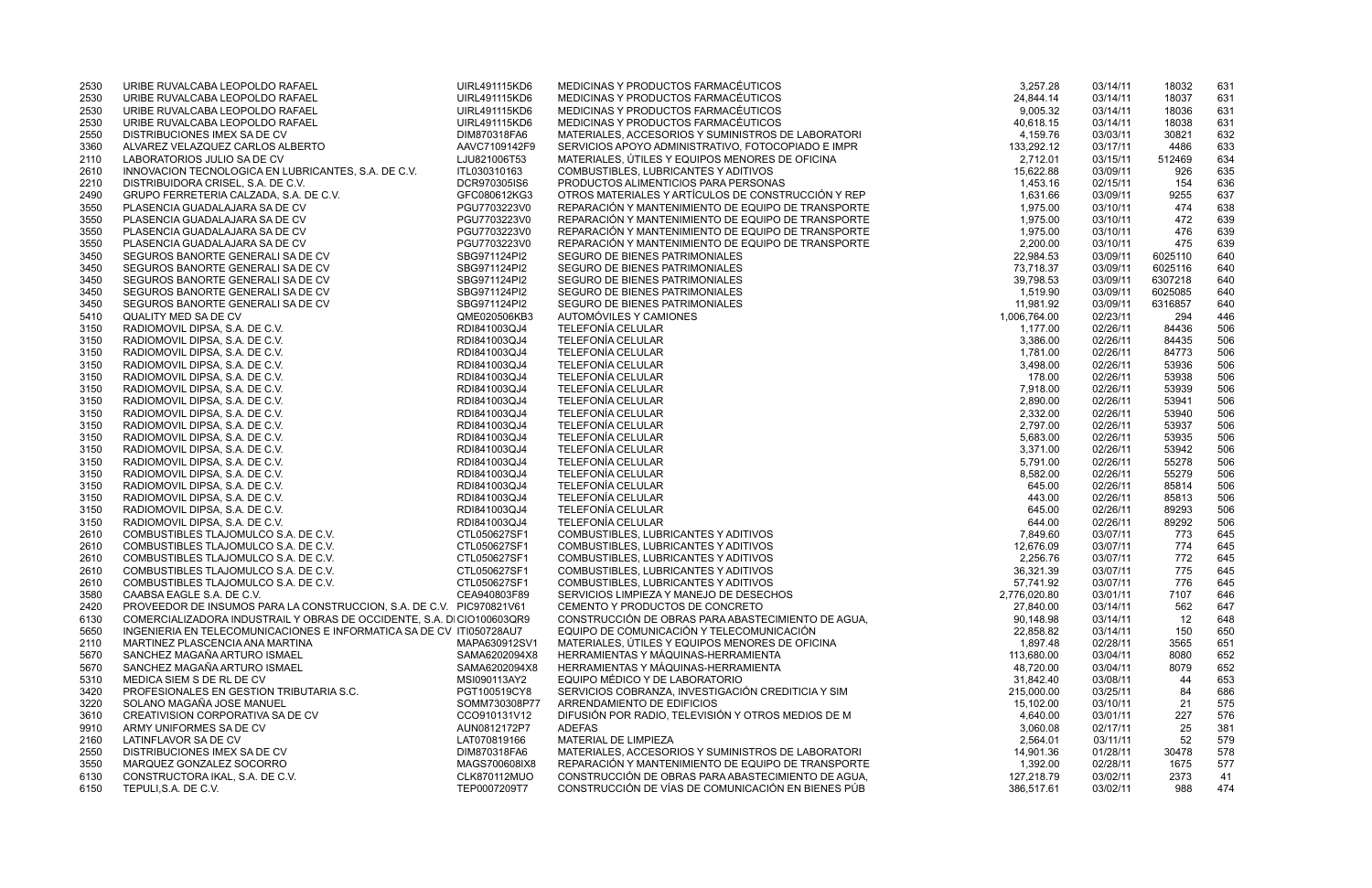| | | | | | | | |
|---|---|---|---|---|---|---|---|
| 2530 | URIBE RUVALCABA LEOPOLDO RAFAEL | UIRL491115KD6 | MEDICINAS Y PRODUCTOS FARMACÉUTICOS | 3,257.28 | 03/14/11 | 18032 | 631 |
| 2530 | URIBE RUVALCABA LEOPOLDO RAFAEL | UIRL491115KD6 | MEDICINAS Y PRODUCTOS FARMACÉUTICOS | 24,844.14 | 03/14/11 | 18037 | 631 |
| 2530 | URIBE RUVALCABA LEOPOLDO RAFAEL | UIRL491115KD6 | MEDICINAS Y PRODUCTOS FARMACÉUTICOS | 9,005.32 | 03/14/11 | 18036 | 631 |
| 2530 | URIBE RUVALCABA LEOPOLDO RAFAEL | UIRL491115KD6 | MEDICINAS Y PRODUCTOS FARMACÉUTICOS | 40,618.15 | 03/14/11 | 18038 | 631 |
| 2550 | DISTRIBUCIONES IMEX SA DE CV | DIM870318FA6 | MATERIALES, ACCESORIOS Y SUMINISTROS DE LABORATORI | 4,159.76 | 03/03/11 | 30821 | 632 |
| 3360 | ALVAREZ VELAZQUEZ CARLOS ALBERTO | AAVC7109142F9 | SERVICIOS APOYO ADMINISTRATIVO, FOTOCOPIADO E IMPR | 133,292.12 | 03/17/11 | 4486 | 633 |
| 2110 | LABORATORIOS JULIO SA DE CV | LJU821006T53 | MATERIALES, ÚTILES Y EQUIPOS MENORES DE OFICINA | 2,712.01 | 03/15/11 | 512469 | 634 |
| 2610 | INNOVACION TECNOLOGICA EN LUBRICANTES, S.A. DE C.V. | ITL030310163 | COMBUSTIBLES, LUBRICANTES Y ADITIVOS | 15,622.88 | 03/09/11 | 926 | 635 |
| 2210 | DISTRIBUIDORA CRISEL, S.A. DE C.V. | DCR970305IS6 | PRODUCTOS ALIMENTICIOS PARA PERSONAS | 1,453.16 | 02/15/11 | 154 | 636 |
| 2490 | GRUPO FERRETERIA CALZADA, S.A. DE C.V. | GFC080612KG3 | OTROS MATERIALES Y ARTÍCULOS DE CONSTRUCCIÓN Y REP | 1,631.66 | 03/09/11 | 9255 | 637 |
| 3550 | PLASENCIA GUADALAJARA SA DE CV | PGU7703223V0 | REPARACIÓN Y MANTENIMIENTO DE EQUIPO DE TRANSPORTE | 1,975.00 | 03/10/11 | 474 | 638 |
| 3550 | PLASENCIA GUADALAJARA SA DE CV | PGU7703223V0 | REPARACIÓN Y MANTENIMIENTO DE EQUIPO DE TRANSPORTE | 1,975.00 | 03/10/11 | 472 | 639 |
| 3550 | PLASENCIA GUADALAJARA SA DE CV | PGU7703223V0 | REPARACIÓN Y MANTENIMIENTO DE EQUIPO DE TRANSPORTE | 1,975.00 | 03/10/11 | 476 | 639 |
| 3550 | PLASENCIA GUADALAJARA SA DE CV | PGU7703223V0 | REPARACIÓN Y MANTENIMIENTO DE EQUIPO DE TRANSPORTE | 2,200.00 | 03/10/11 | 475 | 639 |
| 3450 | SEGUROS BANORTE GENERALI SA DE CV | SBG971124PI2 | SEGURO DE BIENES PATRIMONIALES | 22,984.53 | 03/09/11 | 6025110 | 640 |
| 3450 | SEGUROS BANORTE GENERALI SA DE CV | SBG971124PI2 | SEGURO DE BIENES PATRIMONIALES | 73,718.37 | 03/09/11 | 6025116 | 640 |
| 3450 | SEGUROS BANORTE GENERALI SA DE CV | SBG971124PI2 | SEGURO DE BIENES PATRIMONIALES | 39,798.53 | 03/09/11 | 6307218 | 640 |
| 3450 | SEGUROS BANORTE GENERALI SA DE CV | SBG971124PI2 | SEGURO DE BIENES PATRIMONIALES | 1,519.90 | 03/09/11 | 6025085 | 640 |
| 3450 | SEGUROS BANORTE GENERALI SA DE CV | SBG971124PI2 | SEGURO DE BIENES PATRIMONIALES | 11,981.92 | 03/09/11 | 6316857 | 640 |
| 5410 | QUALITY MED SA DE CV | QME020506KB3 | AUTOMÓVILES Y CAMIONES | 1,006,764.00 | 02/23/11 | 294 | 446 |
| 3150 | RADIOMOVIL DIPSA, S.A. DE C.V. | RDI841003QJ4 | TELEFONÍA CELULAR | 1,177.00 | 02/26/11 | 84436 | 506 |
| 3150 | RADIOMOVIL DIPSA, S.A. DE C.V. | RDI841003QJ4 | TELEFONÍA CELULAR | 3,386.00 | 02/26/11 | 84435 | 506 |
| 3150 | RADIOMOVIL DIPSA, S.A. DE C.V. | RDI841003QJ4 | TELEFONÍA CELULAR | 1,781.00 | 02/26/11 | 84773 | 506 |
| 3150 | RADIOMOVIL DIPSA, S.A. DE C.V. | RDI841003QJ4 | TELEFONÍA CELULAR | 3,498.00 | 02/26/11 | 53936 | 506 |
| 3150 | RADIOMOVIL DIPSA, S.A. DE C.V. | RDI841003QJ4 | TELEFONÍA CELULAR | 178.00 | 02/26/11 | 53938 | 506 |
| 3150 | RADIOMOVIL DIPSA, S.A. DE C.V. | RDI841003QJ4 | TELEFONÍA CELULAR | 7,918.00 | 02/26/11 | 53939 | 506 |
| 3150 | RADIOMOVIL DIPSA, S.A. DE C.V. | RDI841003QJ4 | TELEFONÍA CELULAR | 2,890.00 | 02/26/11 | 53941 | 506 |
| 3150 | RADIOMOVIL DIPSA, S.A. DE C.V. | RDI841003QJ4 | TELEFONÍA CELULAR | 2,332.00 | 02/26/11 | 53940 | 506 |
| 3150 | RADIOMOVIL DIPSA, S.A. DE C.V. | RDI841003QJ4 | TELEFONÍA CELULAR | 2,797.00 | 02/26/11 | 53937 | 506 |
| 3150 | RADIOMOVIL DIPSA, S.A. DE C.V. | RDI841003QJ4 | TELEFONÍA CELULAR | 5,683.00 | 02/26/11 | 53935 | 506 |
| 3150 | RADIOMOVIL DIPSA, S.A. DE C.V. | RDI841003QJ4 | TELEFONÍA CELULAR | 3,371.00 | 02/26/11 | 53942 | 506 |
| 3150 | RADIOMOVIL DIPSA, S.A. DE C.V. | RDI841003QJ4 | TELEFONÍA CELULAR | 5,791.00 | 02/26/11 | 55278 | 506 |
| 3150 | RADIOMOVIL DIPSA, S.A. DE C.V. | RDI841003QJ4 | TELEFONÍA CELULAR | 8,582.00 | 02/26/11 | 55279 | 506 |
| 3150 | RADIOMOVIL DIPSA, S.A. DE C.V. | RDI841003QJ4 | TELEFONÍA CELULAR | 645.00 | 02/26/11 | 85814 | 506 |
| 3150 | RADIOMOVIL DIPSA, S.A. DE C.V. | RDI841003QJ4 | TELEFONÍA CELULAR | 443.00 | 02/26/11 | 85813 | 506 |
| 3150 | RADIOMOVIL DIPSA, S.A. DE C.V. | RDI841003QJ4 | TELEFONÍA CELULAR | 645.00 | 02/26/11 | 89293 | 506 |
| 3150 | RADIOMOVIL DIPSA, S.A. DE C.V. | RDI841003QJ4 | TELEFONÍA CELULAR | 644.00 | 02/26/11 | 89292 | 506 |
| 2610 | COMBUSTIBLES TLAJOMULCO S.A. DE C.V. | CTL050627SF1 | COMBUSTIBLES, LUBRICANTES Y ADITIVOS | 7,849.60 | 03/07/11 | 773 | 645 |
| 2610 | COMBUSTIBLES TLAJOMULCO S.A. DE C.V. | CTL050627SF1 | COMBUSTIBLES, LUBRICANTES Y ADITIVOS | 12,676.09 | 03/07/11 | 774 | 645 |
| 2610 | COMBUSTIBLES TLAJOMULCO S.A. DE C.V. | CTL050627SF1 | COMBUSTIBLES, LUBRICANTES Y ADITIVOS | 2,256.76 | 03/07/11 | 772 | 645 |
| 2610 | COMBUSTIBLES TLAJOMULCO S.A. DE C.V. | CTL050627SF1 | COMBUSTIBLES, LUBRICANTES Y ADITIVOS | 36,321.39 | 03/07/11 | 775 | 645 |
| 2610 | COMBUSTIBLES TLAJOMULCO S.A. DE C.V. | CTL050627SF1 | COMBUSTIBLES, LUBRICANTES Y ADITIVOS | 57,741.92 | 03/07/11 | 776 | 645 |
| 3580 | CAABSA EAGLE S.A. DE C.V. | CEA940803F89 | SERVICIOS LIMPIEZA Y MANEJO DE DESECHOS | 2,776,020.80 | 03/01/11 | 7107 | 646 |
| 2420 | PROVEEDOR DE INSUMOS PARA LA CONSTRUCCION, S.A. DE C.V. | PIC970821V61 | CEMENTO Y PRODUCTOS DE CONCRETO | 27,840.00 | 03/14/11 | 562 | 647 |
| 6130 | COMERCIALIZADORA INDUSTRAIL Y OBRAS DE OCCIDENTE, S.A. DI | CIO100603QR9 | CONSTRUCCIÓN DE OBRAS PARA ABASTECIMIENTO DE AGUA, | 90,148.98 | 03/14/11 | 12 | 648 |
| 5650 | INGENIERIA EN TELECOMUNICACIONES E INFORMATICA SA DE CV | ITI050728AU7 | EQUIPO DE COMUNICACIÓN Y TELECOMUNICACIÓN | 22,858.82 | 03/14/11 | 150 | 650 |
| 2110 | MARTINEZ PLASCENCIA ANA MARTINA | MAPA630912SV1 | MATERIALES, ÚTILES Y EQUIPOS MENORES DE OFICINA | 1,897.48 | 02/28/11 | 3565 | 651 |
| 5670 | SANCHEZ MAGAÑA ARTURO ISMAEL | SAMA6202094X8 | HERRAMIENTAS Y MÁQUINAS-HERRAMIENTA | 113,680.00 | 03/04/11 | 8080 | 652 |
| 5670 | SANCHEZ MAGAÑA ARTURO ISMAEL | SAMA6202094X8 | HERRAMIENTAS Y MÁQUINAS-HERRAMIENTA | 48,720.00 | 03/04/11 | 8079 | 652 |
| 5310 | MEDICA SIEM S DE RL DE CV | MSI090113AY2 | EQUIPO MÉDICO Y DE LABORATORIO | 31,842.40 | 03/08/11 | 44 | 653 |
| 3420 | PROFESIONALES EN GESTION TRIBUTARIA S.C. | PGT100519CY8 | SERVICIOS COBRANZA, INVESTIGACIÓN CREDITICIA Y SIM | 215,000.00 | 03/25/11 | 84 | 686 |
| 3220 | SOLANO MAGAÑA JOSE MANUEL | SOMM730308P77 | ARRENDAMIENTO DE EDIFICIOS | 15,102.00 | 03/10/11 | 21 | 575 |
| 3610 | CREATIVISION CORPORATIVA SA DE CV | CCO910131V12 | DIFUSIÓN POR RADIO, TELEVISIÓN Y OTROS MEDIOS DE M | 4,640.00 | 03/01/11 | 227 | 576 |
| 9910 | ARMY UNIFORMES SA DE CV | AUN0812172P7 | ADEFAS | 3,060.08 | 02/17/11 | 25 | 381 |
| 2160 | LATINFLAVOR SA DE CV | LAT070819166 | MATERIAL DE LIMPIEZA | 2,564.01 | 03/11/11 | 52 | 579 |
| 2550 | DISTRIBUCIONES IMEX SA DE CV | DIM870318FA6 | MATERIALES, ACCESORIOS Y SUMINISTROS DE LABORATORI | 14,901.36 | 01/28/11 | 30478 | 578 |
| 3550 | MARQUEZ GONZALEZ SOCORRO | MAGS700608IX8 | REPARACIÓN Y MANTENIMIENTO DE EQUIPO DE TRANSPORTE | 1,392.00 | 02/28/11 | 1675 | 577 |
| 6130 | CONSTRUCTORA IKAL, S.A. DE C.V. | CLK870112MUO | CONSTRUCCIÓN DE OBRAS PARA ABASTECIMIENTO DE AGUA, | 127,218.79 | 03/02/11 | 2373 | 41 |
| 6150 | TEPULI,S.A. DE C.V. | TEP0007209T7 | CONSTRUCCIÓN DE VÍAS DE COMUNICACIÓN EN BIENES PÚB | 386,517.61 | 03/02/11 | 988 | 474 |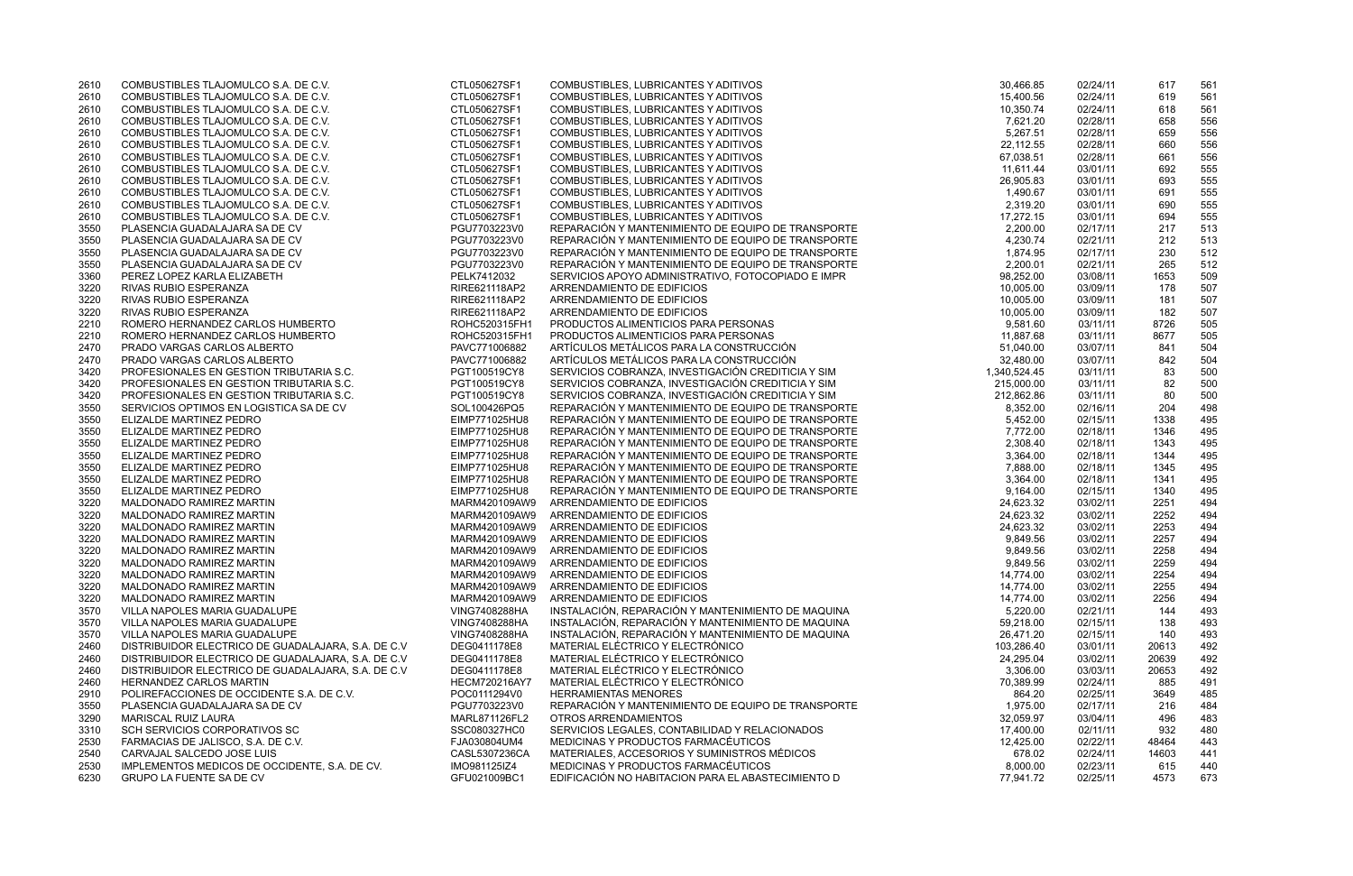| | | | | | | | |
|---|---|---|---|---|---|---|---|
| 2610 | COMBUSTIBLES TLAJOMULCO S.A. DE C.V. | CTL050627SF1 | COMBUSTIBLES, LUBRICANTES Y ADITIVOS | 30,466.85 | 02/24/11 | 617 | 561 |
| 2610 | COMBUSTIBLES TLAJOMULCO S.A. DE C.V. | CTL050627SF1 | COMBUSTIBLES, LUBRICANTES Y ADITIVOS | 15,400.56 | 02/24/11 | 619 | 561 |
| 2610 | COMBUSTIBLES TLAJOMULCO S.A. DE C.V. | CTL050627SF1 | COMBUSTIBLES, LUBRICANTES Y ADITIVOS | 10,350.74 | 02/24/11 | 618 | 561 |
| 2610 | COMBUSTIBLES TLAJOMULCO S.A. DE C.V. | CTL050627SF1 | COMBUSTIBLES, LUBRICANTES Y ADITIVOS | 7,621.20 | 02/28/11 | 658 | 556 |
| 2610 | COMBUSTIBLES TLAJOMULCO S.A. DE C.V. | CTL050627SF1 | COMBUSTIBLES, LUBRICANTES Y ADITIVOS | 5,267.51 | 02/28/11 | 659 | 556 |
| 2610 | COMBUSTIBLES TLAJOMULCO S.A. DE C.V. | CTL050627SF1 | COMBUSTIBLES, LUBRICANTES Y ADITIVOS | 22,112.55 | 02/28/11 | 660 | 556 |
| 2610 | COMBUSTIBLES TLAJOMULCO S.A. DE C.V. | CTL050627SF1 | COMBUSTIBLES, LUBRICANTES Y ADITIVOS | 67,038.51 | 02/28/11 | 661 | 556 |
| 2610 | COMBUSTIBLES TLAJOMULCO S.A. DE C.V. | CTL050627SF1 | COMBUSTIBLES, LUBRICANTES Y ADITIVOS | 11,611.44 | 03/01/11 | 692 | 555 |
| 2610 | COMBUSTIBLES TLAJOMULCO S.A. DE C.V. | CTL050627SF1 | COMBUSTIBLES, LUBRICANTES Y ADITIVOS | 26,905.83 | 03/01/11 | 693 | 555 |
| 2610 | COMBUSTIBLES TLAJOMULCO S.A. DE C.V. | CTL050627SF1 | COMBUSTIBLES, LUBRICANTES Y ADITIVOS | 1,490.67 | 03/01/11 | 691 | 555 |
| 2610 | COMBUSTIBLES TLAJOMULCO S.A. DE C.V. | CTL050627SF1 | COMBUSTIBLES, LUBRICANTES Y ADITIVOS | 2,319.20 | 03/01/11 | 690 | 555 |
| 2610 | COMBUSTIBLES TLAJOMULCO S.A. DE C.V. | CTL050627SF1 | COMBUSTIBLES, LUBRICANTES Y ADITIVOS | 17,272.15 | 03/01/11 | 694 | 555 |
| 3550 | PLASENCIA GUADALAJARA SA DE CV | PGU7703223V0 | REPARACIÓN Y MANTENIMIENTO DE EQUIPO DE TRANSPORTE | 2,200.00 | 02/17/11 | 217 | 513 |
| 3550 | PLASENCIA GUADALAJARA SA DE CV | PGU7703223V0 | REPARACIÓN Y MANTENIMIENTO DE EQUIPO DE TRANSPORTE | 4,230.74 | 02/21/11 | 212 | 513 |
| 3550 | PLASENCIA GUADALAJARA SA DE CV | PGU7703223V0 | REPARACIÓN Y MANTENIMIENTO DE EQUIPO DE TRANSPORTE | 1,874.95 | 02/17/11 | 230 | 512 |
| 3550 | PLASENCIA GUADALAJARA SA DE CV | PGU7703223V0 | REPARACIÓN Y MANTENIMIENTO DE EQUIPO DE TRANSPORTE | 2,200.01 | 02/21/11 | 265 | 512 |
| 3360 | PEREZ LOPEZ KARLA ELIZABETH | PELK7412032 | SERVICIOS APOYO ADMINISTRATIVO, FOTOCOPIADO E IMPR | 98,252.00 | 03/08/11 | 1653 | 509 |
| 3220 | RIVAS RUBIO ESPERANZA | RIRE621118AP2 | ARRENDAMIENTO DE EDIFICIOS | 10,005.00 | 03/09/11 | 178 | 507 |
| 3220 | RIVAS RUBIO ESPERANZA | RIRE621118AP2 | ARRENDAMIENTO DE EDIFICIOS | 10,005.00 | 03/09/11 | 181 | 507 |
| 3220 | RIVAS RUBIO ESPERANZA | RIRE621118AP2 | ARRENDAMIENTO DE EDIFICIOS | 10,005.00 | 03/09/11 | 182 | 507 |
| 2210 | ROMERO HERNANDEZ CARLOS HUMBERTO | ROHC520315FH1 | PRODUCTOS ALIMENTICIOS PARA PERSONAS | 9,581.60 | 03/11/11 | 8726 | 505 |
| 2210 | ROMERO HERNANDEZ CARLOS HUMBERTO | ROHC520315FH1 | PRODUCTOS ALIMENTICIOS PARA PERSONAS | 11,887.68 | 03/11/11 | 8677 | 505 |
| 2470 | PRADO VARGAS CARLOS ALBERTO | PAVC771006882 | ARTÍCULOS METÁLICOS PARA LA CONSTRUCCIÓN | 51,040.00 | 03/07/11 | 841 | 504 |
| 2470 | PRADO VARGAS CARLOS ALBERTO | PAVC771006882 | ARTÍCULOS METÁLICOS PARA LA CONSTRUCCIÓN | 32,480.00 | 03/07/11 | 842 | 504 |
| 3420 | PROFESIONALES EN GESTION TRIBUTARIA S.C. | PGT100519CY8 | SERVICIOS COBRANZA, INVESTIGACIÓN CREDITICIA Y SIM | 1,340,524.45 | 03/11/11 | 83 | 500 |
| 3420 | PROFESIONALES EN GESTION TRIBUTARIA S.C. | PGT100519CY8 | SERVICIOS COBRANZA, INVESTIGACIÓN CREDITICIA Y SIM | 215,000.00 | 03/11/11 | 82 | 500 |
| 3420 | PROFESIONALES EN GESTION TRIBUTARIA S.C. | PGT100519CY8 | SERVICIOS COBRANZA, INVESTIGACIÓN CREDITICIA Y SIM | 212,862.86 | 03/11/11 | 80 | 500 |
| 3550 | SERVICIOS OPTIMOS EN LOGISTICA SA DE CV | SOL100426PQ5 | REPARACIÓN Y MANTENIMIENTO DE EQUIPO DE TRANSPORTE | 8,352.00 | 02/16/11 | 204 | 498 |
| 3550 | ELIZALDE MARTINEZ PEDRO | EIMP771025HU8 | REPARACIÓN Y MANTENIMIENTO DE EQUIPO DE TRANSPORTE | 5,452.00 | 02/15/11 | 1338 | 495 |
| 3550 | ELIZALDE MARTINEZ PEDRO | EIMP771025HU8 | REPARACIÓN Y MANTENIMIENTO DE EQUIPO DE TRANSPORTE | 7,772.00 | 02/18/11 | 1346 | 495 |
| 3550 | ELIZALDE MARTINEZ PEDRO | EIMP771025HU8 | REPARACIÓN Y MANTENIMIENTO DE EQUIPO DE TRANSPORTE | 2,308.40 | 02/18/11 | 1343 | 495 |
| 3550 | ELIZALDE MARTINEZ PEDRO | EIMP771025HU8 | REPARACIÓN Y MANTENIMIENTO DE EQUIPO DE TRANSPORTE | 3,364.00 | 02/18/11 | 1344 | 495 |
| 3550 | ELIZALDE MARTINEZ PEDRO | EIMP771025HU8 | REPARACIÓN Y MANTENIMIENTO DE EQUIPO DE TRANSPORTE | 7,888.00 | 02/18/11 | 1345 | 495 |
| 3550 | ELIZALDE MARTINEZ PEDRO | EIMP771025HU8 | REPARACIÓN Y MANTENIMIENTO DE EQUIPO DE TRANSPORTE | 3,364.00 | 02/18/11 | 1341 | 495 |
| 3550 | ELIZALDE MARTINEZ PEDRO | EIMP771025HU8 | REPARACIÓN Y MANTENIMIENTO DE EQUIPO DE TRANSPORTE | 9,164.00 | 02/15/11 | 1340 | 495 |
| 3220 | MALDONADO RAMIREZ MARTIN | MARM420109AW9 | ARRENDAMIENTO DE EDIFICIOS | 24,623.32 | 03/02/11 | 2251 | 494 |
| 3220 | MALDONADO RAMIREZ MARTIN | MARM420109AW9 | ARRENDAMIENTO DE EDIFICIOS | 24,623.32 | 03/02/11 | 2252 | 494 |
| 3220 | MALDONADO RAMIREZ MARTIN | MARM420109AW9 | ARRENDAMIENTO DE EDIFICIOS | 24,623.32 | 03/02/11 | 2253 | 494 |
| 3220 | MALDONADO RAMIREZ MARTIN | MARM420109AW9 | ARRENDAMIENTO DE EDIFICIOS | 9,849.56 | 03/02/11 | 2257 | 494 |
| 3220 | MALDONADO RAMIREZ MARTIN | MARM420109AW9 | ARRENDAMIENTO DE EDIFICIOS | 9,849.56 | 03/02/11 | 2258 | 494 |
| 3220 | MALDONADO RAMIREZ MARTIN | MARM420109AW9 | ARRENDAMIENTO DE EDIFICIOS | 9,849.56 | 03/02/11 | 2259 | 494 |
| 3220 | MALDONADO RAMIREZ MARTIN | MARM420109AW9 | ARRENDAMIENTO DE EDIFICIOS | 14,774.00 | 03/02/11 | 2254 | 494 |
| 3220 | MALDONADO RAMIREZ MARTIN | MARM420109AW9 | ARRENDAMIENTO DE EDIFICIOS | 14,774.00 | 03/02/11 | 2255 | 494 |
| 3220 | MALDONADO RAMIREZ MARTIN | MARM420109AW9 | ARRENDAMIENTO DE EDIFICIOS | 14,774.00 | 03/02/11 | 2256 | 494 |
| 3570 | VILLA NAPOLES MARIA GUADALUPE | VING7408288HA | INSTALACIÓN, REPARACIÓN Y MANTENIMIENTO DE MAQUINA | 5,220.00 | 02/21/11 | 144 | 493 |
| 3570 | VILLA NAPOLES MARIA GUADALUPE | VING7408288HA | INSTALACIÓN, REPARACIÓN Y MANTENIMIENTO DE MAQUINA | 59,218.00 | 02/15/11 | 138 | 493 |
| 3570 | VILLA NAPOLES MARIA GUADALUPE | VING7408288HA | INSTALACIÓN, REPARACIÓN Y MANTENIMIENTO DE MAQUINA | 26,471.20 | 02/15/11 | 140 | 493 |
| 2460 | DISTRIBUIDOR ELECTRICO DE GUADALAJARA, S.A. DE C.V | DEG0411178E8 | MATERIAL ELÉCTRICO Y ELECTRÓNICO | 103,286.40 | 03/01/11 | 20613 | 492 |
| 2460 | DISTRIBUIDOR ELECTRICO DE GUADALAJARA, S.A. DE C.V | DEG0411178E8 | MATERIAL ELÉCTRICO Y ELECTRÓNICO | 24,295.04 | 03/02/11 | 20639 | 492 |
| 2460 | DISTRIBUIDOR ELECTRICO DE GUADALAJARA, S.A. DE C.V | DEG0411178E8 | MATERIAL ELÉCTRICO Y ELECTRÓNICO | 3,306.00 | 03/03/11 | 20653 | 492 |
| 2460 | HERNANDEZ CARLOS MARTIN | HECM720216AY7 | MATERIAL ELÉCTRICO Y ELECTRÓNICO | 70,389.99 | 02/24/11 | 885 | 491 |
| 2910 | POLIREFACCIONES DE OCCIDENTE S.A. DE C.V. | POC0111294V0 | HERRAMIENTAS MENORES | 864.20 | 02/25/11 | 3649 | 485 |
| 3550 | PLASENCIA GUADALAJARA SA DE CV | PGU7703223V0 | REPARACIÓN Y MANTENIMIENTO DE EQUIPO DE TRANSPORTE | 1,975.00 | 02/17/11 | 216 | 484 |
| 3290 | MARISCAL RUIZ LAURA | MARL871126FL2 | OTROS ARRENDAMIENTOS | 32,059.97 | 03/04/11 | 496 | 483 |
| 3310 | SCH SERVICIOS CORPORATIVOS SC | SSC080327HC0 | SERVICIOS LEGALES, CONTABILIDAD Y RELACIONADOS | 17,400.00 | 02/11/11 | 932 | 480 |
| 2530 | FARMACIAS DE JALISCO, S.A. DE C.V. | FJA030804UM4 | MEDICINAS Y PRODUCTOS FARMACÉUTICOS | 12,425.00 | 02/22/11 | 48464 | 443 |
| 2540 | CARVAJAL SALCEDO JOSE LUIS | CASL5307236CA | MATERIALES, ACCESORIOS Y SUMINISTROS MÉDICOS | 678.02 | 02/24/11 | 14603 | 441 |
| 2530 | IMPLEMENTOS MEDICOS DE OCCIDENTE, S.A. DE CV. | IMO981125IZ4 | MEDICINAS Y PRODUCTOS FARMACÉUTICOS | 8,000.00 | 02/23/11 | 615 | 440 |
| 6230 | GRUPO LA FUENTE SA DE CV | GFU021009BC1 | EDIFICACIÓN NO HABITACION PARA EL ABASTECIMIENTO D | 77,941.72 | 02/25/11 | 4573 | 673 |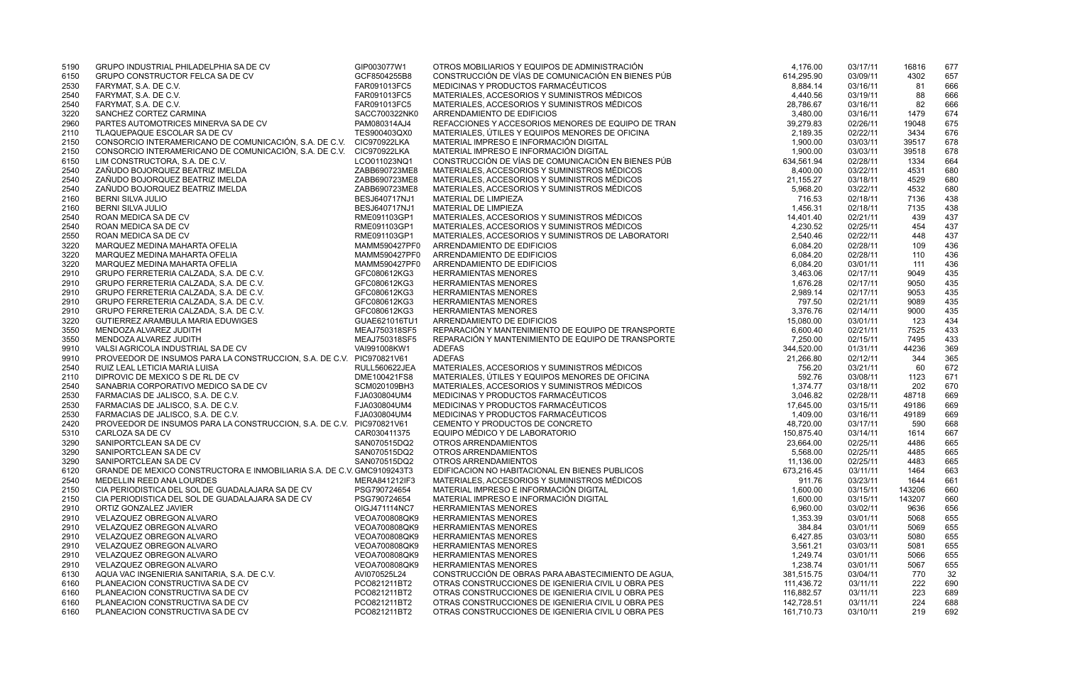| | | | | | | | |
|---|---|---|---|---|---|---|---|
| 5190 | GRUPO INDUSTRIAL PHILADELPHIA SA DE CV | GIP003077W1 | OTROS MOBILIARIOS Y EQUIPOS DE ADMINISTRACIÓN | 4,176.00 | 03/17/11 | 16816 | 677 |
| 6150 | GRUPO CONSTRUCTOR FELCA SA DE CV | GCF8504255B8 | CONSTRUCCIÓN DE VÍAS DE COMUNICACIÓN EN BIENES PÚB | 614,295.90 | 03/09/11 | 4302 | 657 |
| 2530 | FARYMAT, S.A. DE C.V. | FAR091013FC5 | MEDICINAS Y PRODUCTOS FARMACÉUTICOS | 8,884.14 | 03/16/11 | 81 | 666 |
| 2540 | FARYMAT, S.A. DE C.V. | FAR091013FC5 | MATERIALES, ACCESORIOS Y SUMINISTROS MÉDICOS | 4,440.56 | 03/19/11 | 88 | 666 |
| 2540 | FARYMAT, S.A. DE C.V. | FAR091013FC5 | MATERIALES, ACCESORIOS Y SUMINISTROS MÉDICOS | 28,786.67 | 03/16/11 | 82 | 666 |
| 3220 | SANCHEZ CORTEZ CARMINA | SACC700322NK0 | ARRENDAMIENTO DE EDIFICIOS | 3,480.00 | 03/16/11 | 1479 | 674 |
| 2960 | PARTES AUTOMOTRICES MINERVA SA DE CV | PAM080314AJ4 | REFACCIONES Y ACCESORIOS MENORES DE EQUIPO DE TRAN | 39,279.83 | 02/26/11 | 19048 | 675 |
| 2110 | TLAQUEPAQUE ESCOLAR SA DE CV | TES900403QX0 | MATERIALES, ÚTILES Y EQUIPOS MENORES DE OFICINA | 2,189.35 | 02/22/11 | 3434 | 676 |
| 2150 | CONSORCIO INTERAMERICANO DE COMUNICACIÓN, S.A. DE C.V. | CIC970922LKA | MATERIAL IMPRESO E INFORMACIÓN DIGITAL | 1,900.00 | 03/03/11 | 39517 | 678 |
| 2150 | CONSORCIO INTERAMERICANO DE COMUNICACIÓN, S.A. DE C.V. | CIC970922LKA | MATERIAL IMPRESO E INFORMACIÓN DIGITAL | 1,900.00 | 03/03/11 | 39518 | 678 |
| 6150 | LIM CONSTRUCTORA, S.A. DE C.V. | LCO011023NQ1 | CONSTRUCCIÓN DE VÍAS DE COMUNICACIÓN EN BIENES PÚB | 634,561.94 | 02/28/11 | 1334 | 664 |
| 2540 | ZAÑUDO BOJORQUEZ BEATRIZ IMELDA | ZABB690723ME8 | MATERIALES, ACCESORIOS Y SUMINISTROS MÉDICOS | 8,400.00 | 03/22/11 | 4531 | 680 |
| 2540 | ZAÑUDO BOJORQUEZ BEATRIZ IMELDA | ZABB690723ME8 | MATERIALES, ACCESORIOS Y SUMINISTROS MÉDICOS | 21,155.27 | 03/18/11 | 4529 | 680 |
| 2540 | ZAÑUDO BOJORQUEZ BEATRIZ IMELDA | ZABB690723ME8 | MATERIALES, ACCESORIOS Y SUMINISTROS MÉDICOS | 5,968.20 | 03/22/11 | 4532 | 680 |
| 2160 | BERNI SILVA JULIO | BESJ640717NJ1 | MATERIAL DE LIMPIEZA | 716.53 | 02/18/11 | 7136 | 438 |
| 2160 | BERNI SILVA JULIO | BESJ640717NJ1 | MATERIAL DE LIMPIEZA | 1,456.31 | 02/18/11 | 7135 | 438 |
| 2540 | ROAN MEDICA SA DE CV | RME091103GP1 | MATERIALES, ACCESORIOS Y SUMINISTROS MÉDICOS | 14,401.40 | 02/21/11 | 439 | 437 |
| 2540 | ROAN MEDICA SA DE CV | RME091103GP1 | MATERIALES, ACCESORIOS Y SUMINISTROS MÉDICOS | 4,230.52 | 02/25/11 | 454 | 437 |
| 2550 | ROAN MEDICA SA DE CV | RME091103GP1 | MATERIALES, ACCESORIOS Y SUMINISTROS DE LABORATORI | 2,540.46 | 02/22/11 | 448 | 437 |
| 3220 | MARQUEZ MEDINA MAHARTA OFELIA | MAMM590427PF0 | ARRENDAMIENTO DE EDIFICIOS | 6,084.20 | 02/28/11 | 109 | 436 |
| 3220 | MARQUEZ MEDINA MAHARTA OFELIA | MAMM590427PF0 | ARRENDAMIENTO DE EDIFICIOS | 6,084.20 | 02/28/11 | 110 | 436 |
| 3220 | MARQUEZ MEDINA MAHARTA OFELIA | MAMM590427PF0 | ARRENDAMIENTO DE EDIFICIOS | 6,084.20 | 03/01/11 | 111 | 436 |
| 2910 | GRUPO FERRETERIA CALZADA, S.A. DE C.V. | GFC080612KG3 | HERRAMIENTAS MENORES | 3,463.06 | 02/17/11 | 9049 | 435 |
| 2910 | GRUPO FERRETERIA CALZADA, S.A. DE C.V. | GFC080612KG3 | HERRAMIENTAS MENORES | 1,676.28 | 02/17/11 | 9050 | 435 |
| 2910 | GRUPO FERRETERIA CALZADA, S.A. DE C.V. | GFC080612KG3 | HERRAMIENTAS MENORES | 2,989.14 | 02/17/11 | 9053 | 435 |
| 2910 | GRUPO FERRETERIA CALZADA, S.A. DE C.V. | GFC080612KG3 | HERRAMIENTAS MENORES | 797.50 | 02/21/11 | 9089 | 435 |
| 2910 | GRUPO FERRETERIA CALZADA, S.A. DE C.V. | GFC080612KG3 | HERRAMIENTAS MENORES | 3,376.76 | 02/14/11 | 9000 | 435 |
| 3220 | GUTIERREZ ARAMBULA MARIA EDUWIGES | GUAE621016TU1 | ARRENDAMIENTO DE EDIFICIOS | 15,080.00 | 03/01/11 | 123 | 434 |
| 3550 | MENDOZA ALVAREZ JUDITH | MEAJ750318SF5 | REPARACIÓN Y MANTENIMIENTO DE EQUIPO DE TRANSPORTE | 6,600.40 | 02/21/11 | 7525 | 433 |
| 3550 | MENDOZA ALVAREZ JUDITH | MEAJ750318SF5 | REPARACIÓN Y MANTENIMIENTO DE EQUIPO DE TRANSPORTE | 7,250.00 | 02/15/11 | 7495 | 433 |
| 9910 | VALSI AGRICOLA INDUSTRIAL SA DE CV | VAI991008KW1 | ADEFAS | 344,520.00 | 01/31/11 | 44236 | 369 |
| 9910 | PROVEEDOR DE INSUMOS PARA LA CONSTRUCCION, S.A. DE C.V. | PIC970821V61 | ADEFAS | 21,266.80 | 02/12/11 | 344 | 365 |
| 2540 | RUIZ LEAL LETICIA MARIA LUISA | RULL560622JEA | MATERIALES, ACCESORIOS Y SUMINISTROS MÉDICOS | 756.20 | 03/21/11 | 60 | 672 |
| 2110 | DIPROVIC DE MEXICO S DE RL DE CV | DME100421FS8 | MATERIALES, ÚTILES Y EQUIPOS MENORES DE OFICINA | 592.76 | 03/08/11 | 1123 | 671 |
| 2540 | SANABRIA CORPORATIVO MEDICO SA DE CV | SCM020109BH3 | MATERIALES, ACCESORIOS Y SUMINISTROS MÉDICOS | 1,374.77 | 03/18/11 | 202 | 670 |
| 2530 | FARMACIAS DE JALISCO, S.A. DE C.V. | FJA030804UM4 | MEDICINAS Y PRODUCTOS FARMACÉUTICOS | 3,046.82 | 02/28/11 | 48718 | 669 |
| 2530 | FARMACIAS DE JALISCO, S.A. DE C.V. | FJA030804UM4 | MEDICINAS Y PRODUCTOS FARMACÉUTICOS | 17,645.00 | 03/15/11 | 49186 | 669 |
| 2530 | FARMACIAS DE JALISCO, S.A. DE C.V. | FJA030804UM4 | MEDICINAS Y PRODUCTOS FARMACÉUTICOS | 1,409.00 | 03/16/11 | 49189 | 669 |
| 2420 | PROVEEDOR DE INSUMOS PARA LA CONSTRUCCION, S.A. DE C.V. | PIC970821V61 | CEMENTO Y PRODUCTOS DE CONCRETO | 48,720.00 | 03/17/11 | 590 | 668 |
| 5310 | CARLOZA SA DE CV | CAR030411375 | EQUIPO MÉDICO Y DE LABORATORIO | 150,875.40 | 03/14/11 | 1614 | 667 |
| 3290 | SANIPORTCLEAN SA DE CV | SAN070515DQ2 | OTROS ARRENDAMIENTOS | 23,664.00 | 02/25/11 | 4486 | 665 |
| 3290 | SANIPORTCLEAN SA DE CV | SAN070515DQ2 | OTROS ARRENDAMIENTOS | 5,568.00 | 02/25/11 | 4485 | 665 |
| 3290 | SANIPORTCLEAN SA DE CV | SAN070515DQ2 | OTROS ARRENDAMIENTOS | 11,136.00 | 02/25/11 | 4483 | 665 |
| 6120 | GRANDE DE MEXICO CONSTRUCTORA E INMOBILIARIA S.A. DE C.V. | GMC9109243T3 | EDIFICACION NO HABITACIONAL EN BIENES PUBLICOS | 673,216.45 | 03/11/11 | 1464 | 663 |
| 2540 | MEDELLIN REED ANA LOURDES | MERA841212IF3 | MATERIALES, ACCESORIOS Y SUMINISTROS MÉDICOS | 911.76 | 03/23/11 | 1644 | 661 |
| 2150 | CIA PERIODISTICA DEL SOL DE GUADALAJARA SA DE CV | PSG790724654 | MATERIAL IMPRESO E INFORMACIÓN DIGITAL | 1,600.00 | 03/15/11 | 143206 | 660 |
| 2150 | CIA PERIODISTICA DEL SOL DE GUADALAJARA SA DE CV | PSG790724654 | MATERIAL IMPRESO E INFORMACIÓN DIGITAL | 1,600.00 | 03/15/11 | 143207 | 660 |
| 2910 | ORTIZ GONZALEZ JAVIER | OIGJ471114NC7 | HERRAMIENTAS MENORES | 6,960.00 | 03/02/11 | 9636 | 656 |
| 2910 | VELAZQUEZ OBREGON ALVARO | VEOA700808QK9 | HERRAMIENTAS MENORES | 1,353.39 | 03/01/11 | 5068 | 655 |
| 2910 | VELAZQUEZ OBREGON ALVARO | VEOA700808QK9 | HERRAMIENTAS MENORES | 384.84 | 03/01/11 | 5069 | 655 |
| 2910 | VELAZQUEZ OBREGON ALVARO | VEOA700808QK9 | HERRAMIENTAS MENORES | 6,427.85 | 03/03/11 | 5080 | 655 |
| 2910 | VELAZQUEZ OBREGON ALVARO | VEOA700808QK9 | HERRAMIENTAS MENORES | 3,561.21 | 03/03/11 | 5081 | 655 |
| 2910 | VELAZQUEZ OBREGON ALVARO | VEOA700808QK9 | HERRAMIENTAS MENORES | 1,249.74 | 03/01/11 | 5066 | 655 |
| 2910 | VELAZQUEZ OBREGON ALVARO | VEOA700808QK9 | HERRAMIENTAS MENORES | 1,238.74 | 03/01/11 | 5067 | 655 |
| 6130 | AQUA VAC INGENIERIA SANITARIA, S.A. DE C.V. | AVI070525L24 | CONSTRUCCIÓN DE OBRAS PARA ABASTECIMIENTO DE AGUA, | 381,515.75 | 03/04/11 | 770 | 32 |
| 6160 | PLANEACION CONSTRUCTIVA SA DE CV | PCO821211BT2 | OTRAS CONSTRUCCIONES DE IGENIERIA CIVIL U OBRA PES | 111,436.72 | 03/11/11 | 222 | 690 |
| 6160 | PLANEACION CONSTRUCTIVA SA DE CV | PCO821211BT2 | OTRAS CONSTRUCCIONES DE IGENIERIA CIVIL U OBRA PES | 116,882.57 | 03/11/11 | 223 | 689 |
| 6160 | PLANEACION CONSTRUCTIVA SA DE CV | PCO821211BT2 | OTRAS CONSTRUCCIONES DE IGENIERIA CIVIL U OBRA PES | 142,728.51 | 03/11/11 | 224 | 688 |
| 6160 | PLANEACION CONSTRUCTIVA SA DE CV | PCO821211BT2 | OTRAS CONSTRUCCIONES DE IGENIERIA CIVIL U OBRA PES | 161,710.73 | 03/10/11 | 219 | 692 |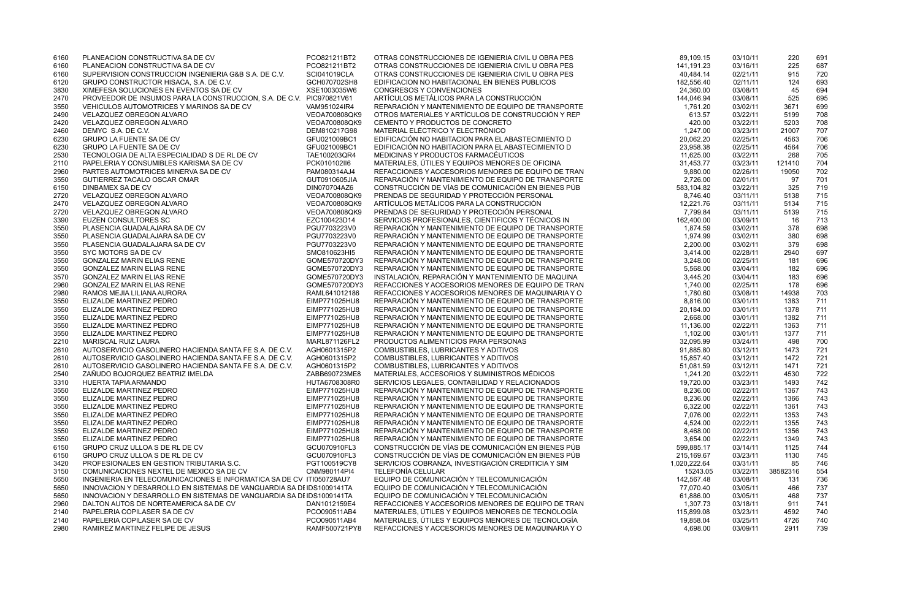| | | | | | | | |
|---|---|---|---|---|---|---|---|
| 6160 | PLANEACION CONSTRUCTIVA SA DE CV | PCO821211BT2 | OTRAS CONSTRUCCIONES DE IGENIERIA CIVIL U OBRA PES | 89,109.15 | 03/10/11 | 220 | 691 |
| 6160 | PLANEACION CONSTRUCTIVA SA DE CV | PCO821211BT2 | OTRAS CONSTRUCCIONES DE IGENIERIA CIVIL U OBRA PES | 141,191.23 | 03/16/11 | 225 | 687 |
| 6160 | SUPERVISION CONSTRUCCION INGENIERIA G&B S.A. DE C.V. | SCI041019CLA | OTRAS CONSTRUCCIONES DE IGENIERIA CIVIL U OBRA PES | 40,484.14 | 02/21/11 | 915 | 720 |
| 6120 | GRUPO CONSTRUCTOR HISACA, S.A. DE C.V. | GCH070702SH8 | EDIFICACION NO HABITACIONAL EN BIENES PUBLICOS | 182,556.40 | 02/11/11 | 124 | 693 |
| 3830 | XIMEFESA SOLUCIONES EN EVENTOS SA DE CV | XSE1003035W6 | CONGRESOS Y CONVENCIONES | 24,360.00 | 03/08/11 | 45 | 694 |
| 2470 | PROVEEDOR DE INSUMOS PARA LA CONSTRUCCION, S.A. DE C.V. | PIC970821V61 | ARTÍCULOS METÁLICOS PARA LA CONSTRUCCIÓN | 144,046.94 | 03/08/11 | 525 | 695 |
| 3550 | VEHICULOS AUTOMOTRICES Y MARINOS SA DE CV | VAM951024IR4 | REPARACIÓN Y MANTENIMIENTO DE EQUIPO DE TRANSPORTE | 1,761.20 | 03/02/11 | 3671 | 699 |
| 2490 | VELAZQUEZ OBREGON ALVARO | VEOA700808QK9 | OTROS MATERIALES Y ARTÍCULOS DE CONSTRUCCIÓN Y REP | 613.57 | 03/22/11 | 5199 | 708 |
| 2420 | VELAZQUEZ OBREGON ALVARO | VEOA700808QK9 | CEMENTO Y PRODUCTOS DE CONCRETO | 420.00 | 03/22/11 | 5203 | 708 |
| 2460 | DEMYC S.A. DE C.V. | DEM810217G98 | MATERIAL ELÉCTRICO Y ELECTRÓNICO | 1,247.00 | 03/23/11 | 21007 | 707 |
| 6230 | GRUPO LA FUENTE SA DE CV | GFU021009BC1 | EDIFICACIÓN NO HABITACION PARA EL ABASTECIMIENTO D | 20,062.20 | 02/25/11 | 4563 | 706 |
| 6230 | GRUPO LA FUENTE SA DE CV | GFU021009BC1 | EDIFICACIÓN NO HABITACION PARA EL ABASTECIMIENTO D | 23,958.38 | 02/25/11 | 4564 | 706 |
| 2530 | TECNOLOGIA DE ALTA ESPECIALIDAD S DE RL DE CV | TAE100203QR4 | MEDICINAS Y PRODUCTOS FARMACÉUTICOS | 11,625.00 | 03/22/11 | 268 | 705 |
| 2110 | PAPELERIA Y CONSUMIBLES KARISMA SA DE CV | PCK010102II6 | MATERIALES, ÚTILES Y EQUIPOS MENORES DE OFICINA | 31,453.77 | 03/23/11 | 121410 | 704 |
| 2960 | PARTES AUTOMOTRICES MINERVA SA DE CV | PAM080314AJ4 | REFACCIONES Y ACCESORIOS MENORES DE EQUIPO DE TRAN | 9,880.00 | 02/26/11 | 19050 | 702 |
| 3550 | GUTIERREZ TACALO OSCAR OMAR | GUT0910605JIA | REPARACIÓN Y MANTENIMIENTO DE EQUIPO DE TRANSPORTE | 2,726.00 | 02/01/11 | 97 | 701 |
| 6150 | DINBAMEX SA DE CV | DIN070704AZ6 | CONSTRUCCIÓN DE VÍAS DE COMUNICACIÓN EN BIENES PÚB | 583,104.82 | 03/22/11 | 325 | 719 |
| 2720 | VELAZQUEZ OBREGON ALVARO | VEOA700808QK9 | PRENDAS DE SEGURIDAD Y PROTECCIÓN PERSONAL | 8,746.40 | 03/11/11 | 5138 | 715 |
| 2470 | VELAZQUEZ OBREGON ALVARO | VEOA700808QK9 | ARTÍCULOS METÁLICOS PARA LA CONSTRUCCIÓN | 12,221.76 | 03/11/11 | 5134 | 715 |
| 2720 | VELAZQUEZ OBREGON ALVARO | VEOA700808QK9 | PRENDAS DE SEGURIDAD Y PROTECCIÓN PERSONAL | 7,799.84 | 03/11/11 | 5139 | 715 |
| 3390 | EUZEN CONSULTORES SC | EZC100423D14 | SERVICIOS PROFESIONALES, CIENTIFICOS Y TÉCNICOS IN | 162,400.00 | 03/09/11 | 16 | 713 |
| 3550 | PLASENCIA GUADALAJARA SA DE CV | PGU7703223V0 | REPARACIÓN Y MANTENIMIENTO DE EQUIPO DE TRANSPORTE | 1,874.59 | 03/02/11 | 378 | 698 |
| 3550 | PLASENCIA GUADALAJARA SA DE CV | PGU7703223V0 | REPARACIÓN Y MANTENIMIENTO DE EQUIPO DE TRANSPORTE | 1,974.99 | 03/02/11 | 380 | 698 |
| 3550 | PLASENCIA GUADALAJARA SA DE CV | PGU7703223V0 | REPARACIÓN Y MANTENIMIENTO DE EQUIPO DE TRANSPORTE | 2,200.00 | 03/02/11 | 379 | 698 |
| 3550 | SYC MOTORS SA DE CV | SMO810623HI5 | REPARACIÓN Y MANTENIMIENTO DE EQUIPO DE TRANSPORTE | 3,414.00 | 02/28/11 | 2940 | 697 |
| 3550 | GONZALEZ MARIN ELIAS RENE | GOME570720DY3 | REPARACIÓN Y MANTENIMIENTO DE EQUIPO DE TRANSPORTE | 3,248.00 | 02/25/11 | 181 | 696 |
| 3550 | GONZALEZ MARIN ELIAS RENE | GOME570720DY3 | REPARACIÓN Y MANTENIMIENTO DE EQUIPO DE TRANSPORTE | 5,568.00 | 03/04/11 | 182 | 696 |
| 3570 | GONZALEZ MARIN ELIAS RENE | GOME570720DY3 | INSTALACIÓN, REPARACIÓN Y MANTENIMIENTO DE MAQUINA | 3,445.20 | 03/04/11 | 183 | 696 |
| 2960 | GONZALEZ MARIN ELIAS RENE | GOME570720DY3 | REFACCIONES Y ACCESORIOS MENORES DE EQUIPO DE TRAN | 1,740.00 | 02/25/11 | 178 | 696 |
| 2980 | RAMOS MEJIA LILIANA AURORA | RAML641012186 | REFACCIONES Y ACCESORIOS MENORES DE MAQUINARIA Y O | 1,780.60 | 03/08/11 | 14938 | 703 |
| 3550 | ELIZALDE MARTINEZ PEDRO | EIMP771025HU8 | REPARACIÓN Y MANTENIMIENTO DE EQUIPO DE TRANSPORTE | 8,816.00 | 03/01/11 | 1383 | 711 |
| 3550 | ELIZALDE MARTINEZ PEDRO | EIMP771025HU8 | REPARACIÓN Y MANTENIMIENTO DE EQUIPO DE TRANSPORTE | 20,184.00 | 03/01/11 | 1378 | 711 |
| 3550 | ELIZALDE MARTINEZ PEDRO | EIMP771025HU8 | REPARACIÓN Y MANTENIMIENTO DE EQUIPO DE TRANSPORTE | 2,668.00 | 03/01/11 | 1382 | 711 |
| 3550 | ELIZALDE MARTINEZ PEDRO | EIMP771025HU8 | REPARACIÓN Y MANTENIMIENTO DE EQUIPO DE TRANSPORTE | 11,136.00 | 02/22/11 | 1363 | 711 |
| 3550 | ELIZALDE MARTINEZ PEDRO | EIMP771025HU8 | REPARACIÓN Y MANTENIMIENTO DE EQUIPO DE TRANSPORTE | 1,102.00 | 03/01/11 | 1377 | 711 |
| 2210 | MARISCAL RUIZ LAURA | MARL871126FL2 | PRODUCTOS ALIMENTICIOS PARA PERSONAS | 32,095.99 | 03/24/11 | 498 | 700 |
| 2610 | AUTOSERVICIO GASOLINERO HACIENDA SANTA FE S.A. DE C.V. | AGH0601315P2 | COMBUSTIBLES, LUBRICANTES Y ADITIVOS | 91,885.80 | 03/12/11 | 1473 | 721 |
| 2610 | AUTOSERVICIO GASOLINERO HACIENDA SANTA FE S.A. DE C.V. | AGH0601315P2 | COMBUSTIBLES, LUBRICANTES Y ADITIVOS | 15,857.40 | 03/12/11 | 1472 | 721 |
| 2610 | AUTOSERVICIO GASOLINERO HACIENDA SANTA FE S.A. DE C.V. | AGH0601315P2 | COMBUSTIBLES, LUBRICANTES Y ADITIVOS | 51,081.59 | 03/12/11 | 1471 | 721 |
| 2540 | ZAÑUDO BOJORQUEZ BEATRIZ IMELDA | ZABB690723ME8 | MATERIALES, ACCESORIOS Y SUMINISTROS MÉDICOS | 1,241.20 | 03/22/11 | 4530 | 722 |
| 3310 | HUERTA TAPIA ARMANDO | HUTA6708308R0 | SERVICIOS LEGALES, CONTABILIDAD Y RELACIONADOS | 19,720.00 | 03/23/11 | 1493 | 742 |
| 3550 | ELIZALDE MARTINEZ PEDRO | EIMP771025HU8 | REPARACIÓN Y MANTENIMIENTO DE EQUIPO DE TRANSPORTE | 8,236.00 | 02/22/11 | 1367 | 743 |
| 3550 | ELIZALDE MARTINEZ PEDRO | EIMP771025HU8 | REPARACIÓN Y MANTENIMIENTO DE EQUIPO DE TRANSPORTE | 8,236.00 | 02/22/11 | 1366 | 743 |
| 3550 | ELIZALDE MARTINEZ PEDRO | EIMP771025HU8 | REPARACIÓN Y MANTENIMIENTO DE EQUIPO DE TRANSPORTE | 6,322.00 | 02/22/11 | 1361 | 743 |
| 3550 | ELIZALDE MARTINEZ PEDRO | EIMP771025HU8 | REPARACIÓN Y MANTENIMIENTO DE EQUIPO DE TRANSPORTE | 7,076.00 | 02/22/11 | 1353 | 743 |
| 3550 | ELIZALDE MARTINEZ PEDRO | EIMP771025HU8 | REPARACIÓN Y MANTENIMIENTO DE EQUIPO DE TRANSPORTE | 4,524.00 | 02/22/11 | 1355 | 743 |
| 3550 | ELIZALDE MARTINEZ PEDRO | EIMP771025HU8 | REPARACIÓN Y MANTENIMIENTO DE EQUIPO DE TRANSPORTE | 8,468.00 | 02/22/11 | 1356 | 743 |
| 3550 | ELIZALDE MARTINEZ PEDRO | EIMP771025HU8 | REPARACIÓN Y MANTENIMIENTO DE EQUIPO DE TRANSPORTE | 3,654.00 | 02/22/11 | 1349 | 743 |
| 6150 | GRUPO CRUZ ULLOA S DE RL DE CV | GCU070910FL3 | CONSTRUCCIÓN DE VÍAS DE COMUNICACIÓN EN BIENES PÚB | 599,885.17 | 03/14/11 | 1125 | 744 |
| 6150 | GRUPO CRUZ ULLOA S DE RL DE CV | GCU070910FL3 | CONSTRUCCIÓN DE VÍAS DE COMUNICACIÓN EN BIENES PÚB | 215,169.67 | 03/23/11 | 1130 | 745 |
| 3420 | PROFESIONALES EN GESTION TRIBUTARIA S.C. | PGT100519CY8 | SERVICIOS COBRANZA, INVESTIGACIÓN CREDITICIA Y SIM | 1,020,222.64 | 03/31/11 | 85 | 746 |
| 3150 | COMUNICACIONES NEXTEL DE MEXICO SA DE CV | CNM980114PI4 | TELEFONÍA CELULAR | 15243.05 | 03/22/11 | 38582316 | 554 |
| 5650 | INGENIERIA EN TELECOMUNICACIONES E INFORMATICA SA DE CV | ITI050728AU7 | EQUIPO DE COMUNICACIÓN Y TELECOMUNICACIÓN | 142,567.48 | 03/08/11 | 131 | 736 |
| 5650 | INNOVACION Y DESARROLLO EN SISTEMAS DE VANGUARDIA SA DE | IDS1009141TA | EQUIPO DE COMUNICACIÓN Y TELECOMUNICACIÓN | 77,070.40 | 03/05/11 | 466 | 737 |
| 5650 | INNOVACION Y DESARROLLO EN SISTEMAS DE VANGUARDIA SA DE | IDS1009141TA | EQUIPO DE COMUNICACIÓN Y TELECOMUNICACIÓN | 61,886.00 | 03/05/11 | 468 | 737 |
| 2960 | DALTON AUTOS DE NORTEAMERICA SA DE CV | DAN1012159E4 | REFACCIONES Y ACCESORIOS MENORES DE EQUIPO DE TRAN | 1,307.73 | 03/18/11 | 911 | 741 |
| 2140 | PAPELERIA COPILASER SA DE CV | PCO090511AB4 | MATERIALES, ÚTILES Y EQUIPOS MENORES DE TECNOLOGÍA | 115,899.08 | 03/23/11 | 4592 | 740 |
| 2140 | PAPELERIA COPILASER SA DE CV | PCO090511AB4 | MATERIALES, ÚTILES Y EQUIPOS MENORES DE TECNOLOGÍA | 19,858.04 | 03/25/11 | 4726 | 740 |
| 2980 | RAMIREZ MARTINEZ FELIPE DE JESUS | RAMF500721PY8 | REFACCIONES Y ACCESORIOS MENORES DE MAQUINARIA Y O | 4,698.00 | 03/09/11 | 2911 | 739 |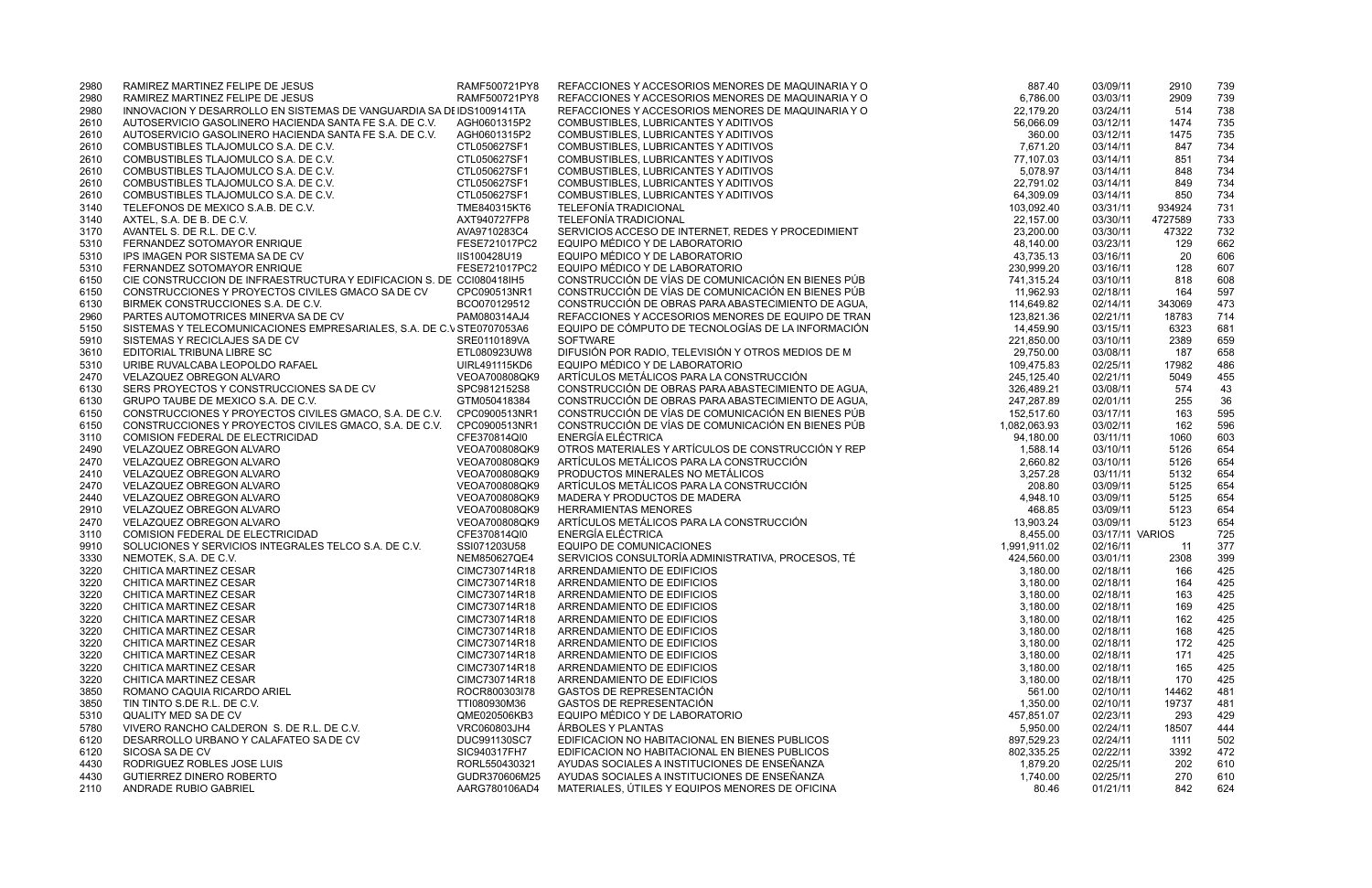| | | | | | | | |
|---|---|---|---|---|---|---|---|
| 2980 | RAMIREZ MARTINEZ FELIPE DE JESUS | RAMF500721PY8 | REFACCIONES Y ACCESORIOS MENORES DE MAQUINARIA Y O | 887.40 | 03/09/11 | 2910 | 739 |
| 2980 | RAMIREZ MARTINEZ FELIPE DE JESUS | RAMF500721PY8 | REFACCIONES Y ACCESORIOS MENORES DE MAQUINARIA Y O | 6,786.00 | 03/03/11 | 2909 | 739 |
| 2980 | INNOVACION Y DESARROLLO EN SISTEMAS DE VANGUARDIA SA DE | IDS1009141TA | REFACCIONES Y ACCESORIOS MENORES DE MAQUINARIA Y O | 22,179.20 | 03/24/11 | 514 | 738 |
| 2610 | AUTOSERVICIO GASOLINERO HACIENDA SANTA FE S.A. DE C.V. | AGH0601315P2 | COMBUSTIBLES, LUBRICANTES Y ADITIVOS | 56,066.09 | 03/12/11 | 1474 | 735 |
| 2610 | AUTOSERVICIO GASOLINERO HACIENDA SANTA FE S.A. DE C.V. | AGH0601315P2 | COMBUSTIBLES, LUBRICANTES Y ADITIVOS | 360.00 | 03/12/11 | 1475 | 735 |
| 2610 | COMBUSTIBLES TLAJOMULCO S.A. DE C.V. | CTL050627SF1 | COMBUSTIBLES, LUBRICANTES Y ADITIVOS | 7,671.20 | 03/14/11 | 847 | 734 |
| 2610 | COMBUSTIBLES TLAJOMULCO S.A. DE C.V. | CTL050627SF1 | COMBUSTIBLES, LUBRICANTES Y ADITIVOS | 77,107.03 | 03/14/11 | 851 | 734 |
| 2610 | COMBUSTIBLES TLAJOMULCO S.A. DE C.V. | CTL050627SF1 | COMBUSTIBLES, LUBRICANTES Y ADITIVOS | 5,078.97 | 03/14/11 | 848 | 734 |
| 2610 | COMBUSTIBLES TLAJOMULCO S.A. DE C.V. | CTL050627SF1 | COMBUSTIBLES, LUBRICANTES Y ADITIVOS | 22,791.02 | 03/14/11 | 849 | 734 |
| 2610 | COMBUSTIBLES TLAJOMULCO S.A. DE C.V. | CTL050627SF1 | COMBUSTIBLES, LUBRICANTES Y ADITIVOS | 64,309.09 | 03/14/11 | 850 | 734 |
| 3140 | TELEFONOS DE MEXICO S.A.B. DE C.V. | TME840315KT6 | TELEFONÍA TRADICIONAL | 103,092.40 | 03/31/11 | 934924 | 731 |
| 3140 | AXTEL, S.A. DE B. DE C.V. | AXT940727FP8 | TELEFONÍA TRADICIONAL | 22,157.00 | 03/30/11 | 4727589 | 733 |
| 3170 | AVANTEL S. DE R.L. DE C.V. | AVA9710283C4 | SERVICIOS ACCESO DE INTERNET, REDES Y PROCEDIMIENT | 23,200.00 | 03/30/11 | 47322 | 732 |
| 5310 | FERNANDEZ SOTOMAYOR ENRIQUE | FESE721017PC2 | EQUIPO MÉDICO Y DE LABORATORIO | 48,140.00 | 03/23/11 | 129 | 662 |
| 5310 | IPS IMAGEN POR SISTEMA SA DE CV | IIS100428U19 | EQUIPO MÉDICO Y DE LABORATORIO | 43,735.13 | 03/16/11 | 20 | 606 |
| 5310 | FERNANDEZ SOTOMAYOR ENRIQUE | FESE721017PC2 | EQUIPO MÉDICO Y DE LABORATORIO | 230,999.20 | 03/16/11 | 128 | 607 |
| 6150 | CIE CONSTRUCCION DE INFRAESTRUCTURA Y EDIFICACION S. DE | CCI080418IH5 | CONSTRUCCIÓN DE VÍAS DE COMUNICACIÓN EN BIENES PÚB | 741,315.24 | 03/10/11 | 818 | 608 |
| 6150 | CONSTRUCCIONES Y PROYECTOS CIVILES GMACO SA DE CV | CPC090513NR1 | CONSTRUCCIÓN DE VÍAS DE COMUNICACIÓN EN BIENES PÚB | 11,962.93 | 02/18/11 | 164 | 597 |
| 6130 | BIRMEK CONSTRUCCIONES S.A. DE C.V. | BCO070129512 | CONSTRUCCIÓN DE OBRAS PARA ABASTECIMIENTO DE AGUA, | 114,649.82 | 02/14/11 | 343069 | 473 |
| 2960 | PARTES AUTOMOTRICES MINERVA SA DE CV | PAM080314AJ4 | REFACCIONES Y ACCESORIOS MENORES DE EQUIPO DE TRAN | 123,821.36 | 02/21/11 | 18783 | 714 |
| 5150 | SISTEMAS Y TELECOMUNICACIONES EMPRESARIALES, S.A. DE C.V | STE0707053A6 | EQUIPO DE CÓMPUTO DE TECNOLOGÍAS DE LA INFORMACIÓN | 14,459.90 | 03/15/11 | 6323 | 681 |
| 5910 | SISTEMAS Y RECICLAJES SA DE CV | SRE0110189VA | SOFTWARE | 221,850.00 | 03/10/11 | 2389 | 659 |
| 3610 | EDITORIAL TRIBUNA LIBRE SC | ETL080923UW8 | DIFUSIÓN POR RADIO, TELEVISIÓN Y OTROS MEDIOS DE M | 29,750.00 | 03/08/11 | 187 | 658 |
| 5310 | URIBE RUVALCABA LEOPOLDO RAFAEL | UIRL491115KD6 | EQUIPO MÉDICO Y DE LABORATORIO | 109,475.83 | 02/25/11 | 17982 | 486 |
| 2470 | VELAZQUEZ OBREGON ALVARO | VEOA700808QK9 | ARTÍCULOS METÁLICOS PARA LA CONSTRUCCIÓN | 245,125.40 | 02/21/11 | 5049 | 455 |
| 6130 | SERS PROYECTOS Y CONSTRUCCIONES SA DE CV | SPC9812152S8 | CONSTRUCCIÓN DE OBRAS PARA ABASTECIMIENTO DE AGUA, | 326,489.21 | 03/08/11 | 574 | 43 |
| 6130 | GRUPO TAUBE DE MEXICO S.A. DE C.V. | GTM050418384 | CONSTRUCCIÓN DE OBRAS PARA ABASTECIMIENTO DE AGUA, | 247,287.89 | 02/01/11 | 255 | 36 |
| 6150 | CONSTRUCCIONES Y PROYECTOS CIVILES GMACO, S.A. DE C.V. | CPC0900513NR1 | CONSTRUCCIÓN DE VÍAS DE COMUNICACIÓN EN BIENES PÚB | 152,517.60 | 03/17/11 | 163 | 595 |
| 6150 | CONSTRUCCIONES Y PROYECTOS CIVILES GMACO, S.A. DE C.V. | CPC0900513NR1 | CONSTRUCCIÓN DE VÍAS DE COMUNICACIÓN EN BIENES PÚB | 1,082,063.93 | 03/02/11 | 162 | 596 |
| 3110 | COMISION FEDERAL DE ELECTRICIDAD | CFE370814QI0 | ENERGÍA ELÉCTRICA | 94,180.00 | 03/11/11 | 1060 | 603 |
| 2490 | VELAZQUEZ OBREGON ALVARO | VEOA700808QK9 | OTROS MATERIALES Y ARTÍCULOS DE CONSTRUCCIÓN Y REP | 1,588.14 | 03/10/11 | 5126 | 654 |
| 2470 | VELAZQUEZ OBREGON ALVARO | VEOA700808QK9 | ARTÍCULOS METÁLICOS PARA LA CONSTRUCCIÓN | 2,660.82 | 03/10/11 | 5126 | 654 |
| 2410 | VELAZQUEZ OBREGON ALVARO | VEOA700808QK9 | PRODUCTOS MINERALES NO METÁLICOS | 3,257.28 | 03/11/11 | 5132 | 654 |
| 2470 | VELAZQUEZ OBREGON ALVARO | VEOA700808QK9 | ARTÍCULOS METÁLICOS PARA LA CONSTRUCCIÓN | 208.80 | 03/09/11 | 5125 | 654 |
| 2440 | VELAZQUEZ OBREGON ALVARO | VEOA700808QK9 | MADERA Y PRODUCTOS DE MADERA | 4,948.10 | 03/09/11 | 5125 | 654 |
| 2910 | VELAZQUEZ OBREGON ALVARO | VEOA700808QK9 | HERRAMIENTAS MENORES | 468.85 | 03/09/11 | 5123 | 654 |
| 2470 | VELAZQUEZ OBREGON ALVARO | VEOA700808QK9 | ARTÍCULOS METÁLICOS PARA LA CONSTRUCCIÓN | 13,903.24 | 03/09/11 | 5123 | 654 |
| 3110 | COMISION FEDERAL DE ELECTRICIDAD | CFE370814QI0 | ENERGÍA ELÉCTRICA | 8,455.00 | 03/17/11 | VARIOS | 725 |
| 9910 | SOLUCIONES Y SERVICIOS INTEGRALES TELCO S.A. DE C.V. | SSI071203U58 | EQUIPO DE COMUNICACIONES | 1,991,911.02 | 02/16/11 | 11 | 377 |
| 3330 | NEMOTEK, S.A. DE C.V. | NEM850627QE4 | SERVICIOS CONSULTORÍA ADMINISTRATIVA, PROCESOS, TÉ | 424,560.00 | 03/01/11 | 2308 | 399 |
| 3220 | CHITICA MARTINEZ CESAR | CIMC730714R18 | ARRENDAMIENTO DE EDIFICIOS | 3,180.00 | 02/18/11 | 166 | 425 |
| 3220 | CHITICA MARTINEZ CESAR | CIMC730714R18 | ARRENDAMIENTO DE EDIFICIOS | 3,180.00 | 02/18/11 | 164 | 425 |
| 3220 | CHITICA MARTINEZ CESAR | CIMC730714R18 | ARRENDAMIENTO DE EDIFICIOS | 3,180.00 | 02/18/11 | 163 | 425 |
| 3220 | CHITICA MARTINEZ CESAR | CIMC730714R18 | ARRENDAMIENTO DE EDIFICIOS | 3,180.00 | 02/18/11 | 169 | 425 |
| 3220 | CHITICA MARTINEZ CESAR | CIMC730714R18 | ARRENDAMIENTO DE EDIFICIOS | 3,180.00 | 02/18/11 | 162 | 425 |
| 3220 | CHITICA MARTINEZ CESAR | CIMC730714R18 | ARRENDAMIENTO DE EDIFICIOS | 3,180.00 | 02/18/11 | 168 | 425 |
| 3220 | CHITICA MARTINEZ CESAR | CIMC730714R18 | ARRENDAMIENTO DE EDIFICIOS | 3,180.00 | 02/18/11 | 172 | 425 |
| 3220 | CHITICA MARTINEZ CESAR | CIMC730714R18 | ARRENDAMIENTO DE EDIFICIOS | 3,180.00 | 02/18/11 | 171 | 425 |
| 3220 | CHITICA MARTINEZ CESAR | CIMC730714R18 | ARRENDAMIENTO DE EDIFICIOS | 3,180.00 | 02/18/11 | 165 | 425 |
| 3220 | CHITICA MARTINEZ CESAR | CIMC730714R18 | ARRENDAMIENTO DE EDIFICIOS | 3,180.00 | 02/18/11 | 170 | 425 |
| 3850 | ROMANO CAQUIA RICARDO ARIEL | ROCR800303I78 | GASTOS DE REPRESENTACIÓN | 561.00 | 02/10/11 | 14462 | 481 |
| 3850 | TIN TINTO S.DE R.L. DE C.V. | TTI080930M36 | GASTOS DE REPRESENTACIÓN | 1,350.00 | 02/10/11 | 19737 | 481 |
| 5310 | QUALITY MED SA DE CV | QME020506KB3 | EQUIPO MÉDICO Y DE LABORATORIO | 457,851.07 | 02/23/11 | 293 | 429 |
| 5780 | VIVERO RANCHO CALDERON S. DE R.L. DE C.V. | VRC060803JH4 | ÁRBOLES Y PLANTAS | 5,950.00 | 02/24/11 | 18507 | 444 |
| 6120 | DESARROLLO URBANO Y CALAFATEO SA DE CV | DUC991130SC7 | EDIFICACION NO HABITACIONAL EN BIENES PUBLICOS | 897,529.23 | 02/24/11 | 1111 | 502 |
| 6120 | SICOSA SA DE CV | SIC940317FH7 | EDIFICACION NO HABITACIONAL EN BIENES PUBLICOS | 802,335.25 | 02/22/11 | 3392 | 472 |
| 4430 | RODRIGUEZ ROBLES JOSE LUIS | RORL550430321 | AYUDAS SOCIALES A INSTITUCIONES DE ENSEÑANZA | 1,879.20 | 02/25/11 | 202 | 610 |
| 4430 | GUTIERREZ DINERO ROBERTO | GUDR370606M25 | AYUDAS SOCIALES A INSTITUCIONES DE ENSEÑANZA | 1,740.00 | 02/25/11 | 270 | 610 |
| 2110 | ANDRADE RUBIO GABRIEL | AARG780106AD4 | MATERIALES, ÚTILES Y EQUIPOS MENORES DE OFICINA | 80.46 | 01/21/11 | 842 | 624 |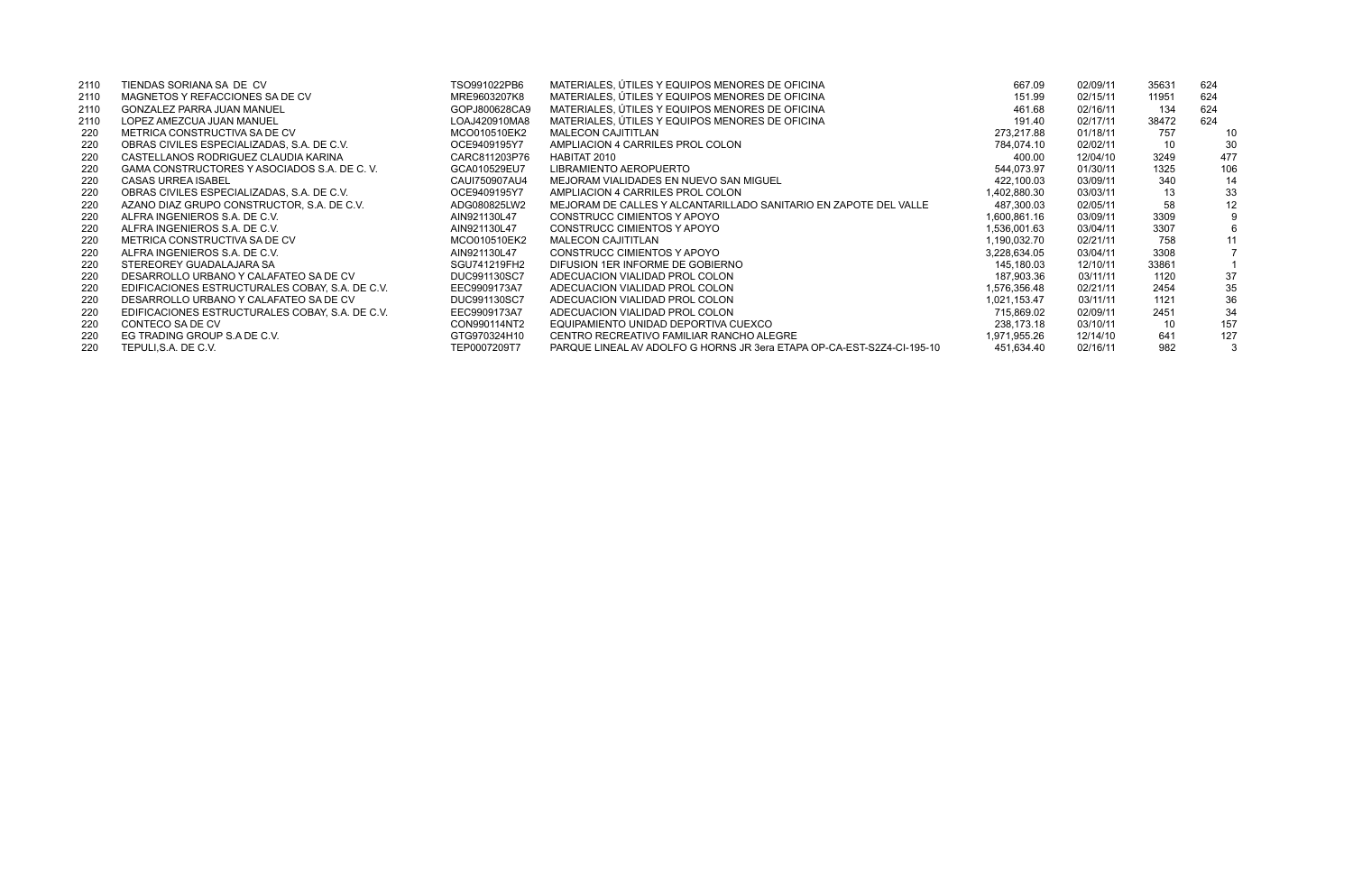| | | | | | | | |
|---|---|---|---|---|---|---|---|
| 2110 | TIENDAS SORIANA SA DE CV | TSO991022PB6 | MATERIALES, ÚTILES Y EQUIPOS MENORES DE OFICINA | 667.09 | 02/09/11 | 35631 | 624 |
| 2110 | MAGNETOS Y REFACCIONES SA DE CV | MRE9603207K8 | MATERIALES, ÚTILES Y EQUIPOS MENORES DE OFICINA | 151.99 | 02/15/11 | 11951 | 624 |
| 2110 | GONZALEZ PARRA JUAN MANUEL | GOPJ800628CA9 | MATERIALES, ÚTILES Y EQUIPOS MENORES DE OFICINA | 461.68 | 02/16/11 | 134 | 624 |
| 2110 | LOPEZ AMEZCUA JUAN MANUEL | LOAJ420910MA8 | MATERIALES, ÚTILES Y EQUIPOS MENORES DE OFICINA | 191.40 | 02/17/11 | 38472 | 624 |
| 220 | METRICA CONSTRUCTIVA SA DE CV | MCO010510EK2 | MALECON CAJITITLAN | 273,217.88 | 01/18/11 | 757 | 10 |
| 220 | OBRAS CIVILES ESPECIALIZADAS, S.A. DE C.V. | OCE9409195Y7 | AMPLIACION 4 CARRILES PROL COLON | 784,074.10 | 02/02/11 | 10 | 30 |
| 220 | CASTELLANOS RODRIGUEZ CLAUDIA KARINA | CARC811203P76 | HABITAT 2010 | 400.00 | 12/04/10 | 3249 | 477 |
| 220 | GAMA CONSTRUCTORES Y ASOCIADOS S.A. DE C. V. | GCA010529EU7 | LIBRAMIENTO AEROPUERTO | 544,073.97 | 01/30/11 | 1325 | 106 |
| 220 | CASAS URREA ISABEL | CAUI750907AU4 | MEJORAM VIALIDADES EN NUEVO SAN MIGUEL | 422,100.03 | 03/09/11 | 340 | 14 |
| 220 | OBRAS CIVILES ESPECIALIZADAS, S.A. DE C.V. | OCE9409195Y7 | AMPLIACION 4 CARRILES PROL COLON | 1,402,880.30 | 03/03/11 | 13 | 33 |
| 220 | AZANO DIAZ GRUPO CONSTRUCTOR, S.A. DE C.V. | ADG080825LW2 | MEJORAM DE CALLES Y ALCANTARILLADO SANITARIO EN ZAPOTE DEL VALLE | 487,300.03 | 02/05/11 | 58 | 12 |
| 220 | ALFRA INGENIEROS S.A. DE C.V. | AIN921130L47 | CONSTRUCC CIMIENTOS Y APOYO | 1,600,861.16 | 03/09/11 | 3309 | 9 |
| 220 | ALFRA INGENIEROS S.A. DE C.V. | AIN921130L47 | CONSTRUCC CIMIENTOS Y APOYO | 1,536,001.63 | 03/04/11 | 3307 | 6 |
| 220 | METRICA CONSTRUCTIVA SA DE CV | MCO010510EK2 | MALECON CAJITITLAN | 1,190,032.70 | 02/21/11 | 758 | 11 |
| 220 | ALFRA INGENIEROS S.A. DE C.V. | AIN921130L47 | CONSTRUCC CIMIENTOS Y APOYO | 3,228,634.05 | 03/04/11 | 3308 | 7 |
| 220 | STEREOREY GUADALAJARA SA | SGU741219FH2 | DIFUSION 1ER INFORME DE GOBIERNO | 145,180.03 | 12/10/11 | 33861 | 1 |
| 220 | DESARROLLO URBANO Y CALAFATEO SA DE CV | DUC991130SC7 | ADECUACION VIALIDAD PROL COLON | 187,903.36 | 03/11/11 | 1120 | 37 |
| 220 | EDIFICACIONES ESTRUCTURALES COBAY, S.A. DE C.V. | EEC9909173A7 | ADECUACION VIALIDAD PROL COLON | 1,576,356.48 | 02/21/11 | 2454 | 35 |
| 220 | DESARROLLO URBANO Y CALAFATEO SA DE CV | DUC991130SC7 | ADECUACION VIALIDAD PROL COLON | 1,021,153.47 | 03/11/11 | 1121 | 36 |
| 220 | EDIFICACIONES ESTRUCTURALES COBAY, S.A. DE C.V. | EEC9909173A7 | ADECUACION VIALIDAD PROL COLON | 715,869.02 | 02/09/11 | 2451 | 34 |
| 220 | CONTECO SA DE CV | CON990114NT2 | EQUIPAMIENTO UNIDAD DEPORTIVA CUEXCO | 238,173.18 | 03/10/11 | 10 | 157 |
| 220 | EG TRADING GROUP S.A DE C.V. | GTG970324H10 | CENTRO RECREATIVO FAMILIAR RANCHO ALEGRE | 1,971,955.26 | 12/14/10 | 641 | 127 |
| 220 | TEPULI,S.A. DE C.V. | TEP0007209T7 | PARQUE LINEAL AV ADOLFO G HORNS JR 3era ETAPA OP-CA-EST-S2Z4-CI-195-10 | 451,634.40 | 02/16/11 | 982 | 3 |